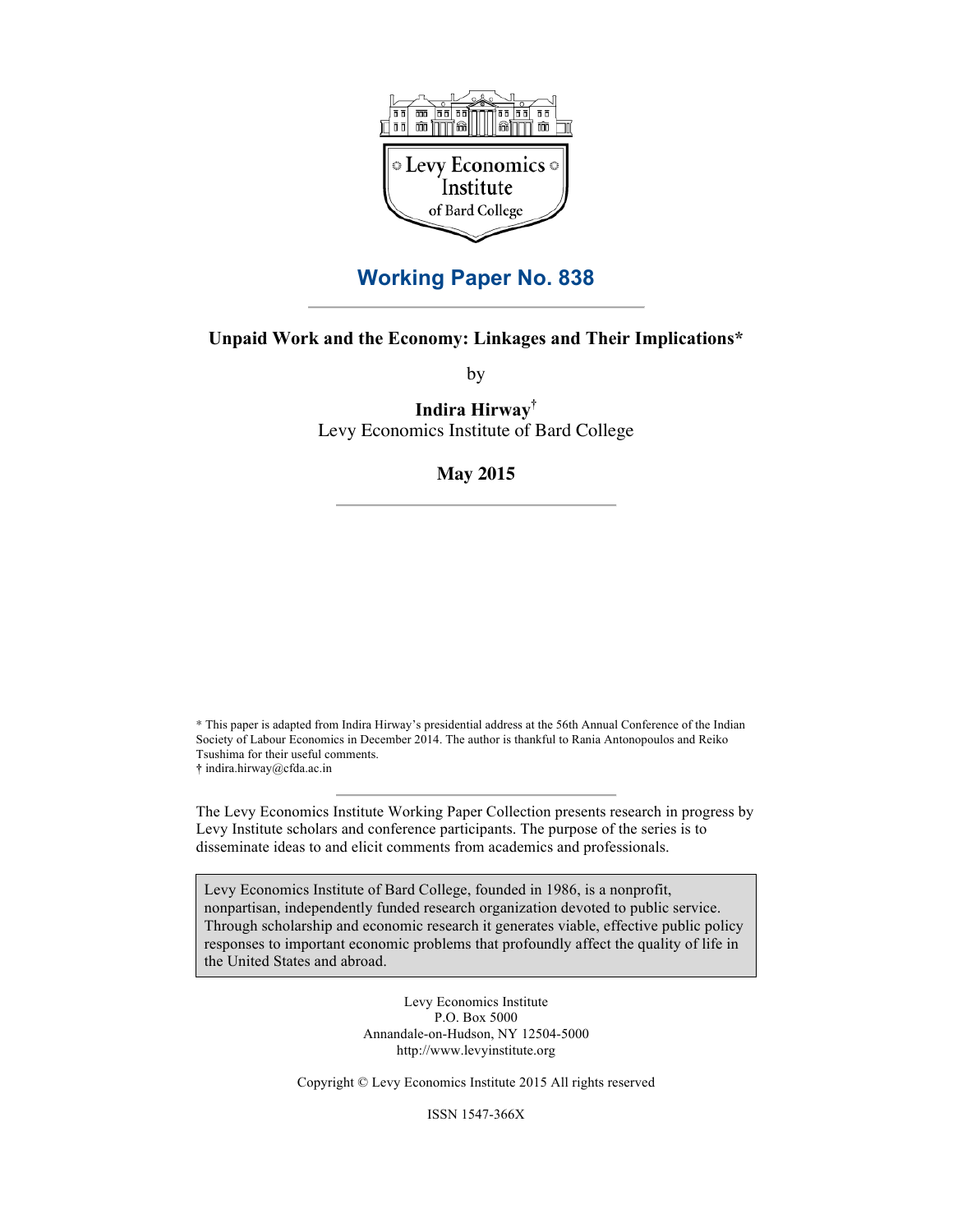Levy Economics Institute of Bard College

# Working Paper No. 838

## Unpaid Work and the Economy: Linkages and Their Implications*

by

**Indira Hirway**[†]
Levy Economics Institute of Bard College

**May 2015**

* This paper is adapted from Indira Hirway's presidential address at the 56th Annual Conference of the Indian Society of Labour Economics in December 2014. The author is thankful to Rania Antonopoulos and Reiko Tsushima for their useful comments.
† indira.hirway@cfda.ac.in

The Levy Economics Institute Working Paper Collection presents research in progress by Levy Institute scholars and conference participants. The purpose of the series is to disseminate ideas to and elicit comments from academics and professionals.

Levy Economics Institute of Bard College, founded in 1986, is a nonprofit, nonpartisan, independently funded research organization devoted to public service. Through scholarship and economic research it generates viable, effective public policy responses to important economic problems that profoundly affect the quality of life in the United States and abroad.

Levy Economics Institute
P.O. Box 5000
Annandale-on-Hudson, NY 12504-5000
http://www.levyinstitute.org

Copyright © Levy Economics Institute 2015 All rights reserved

ISSN 1547-366X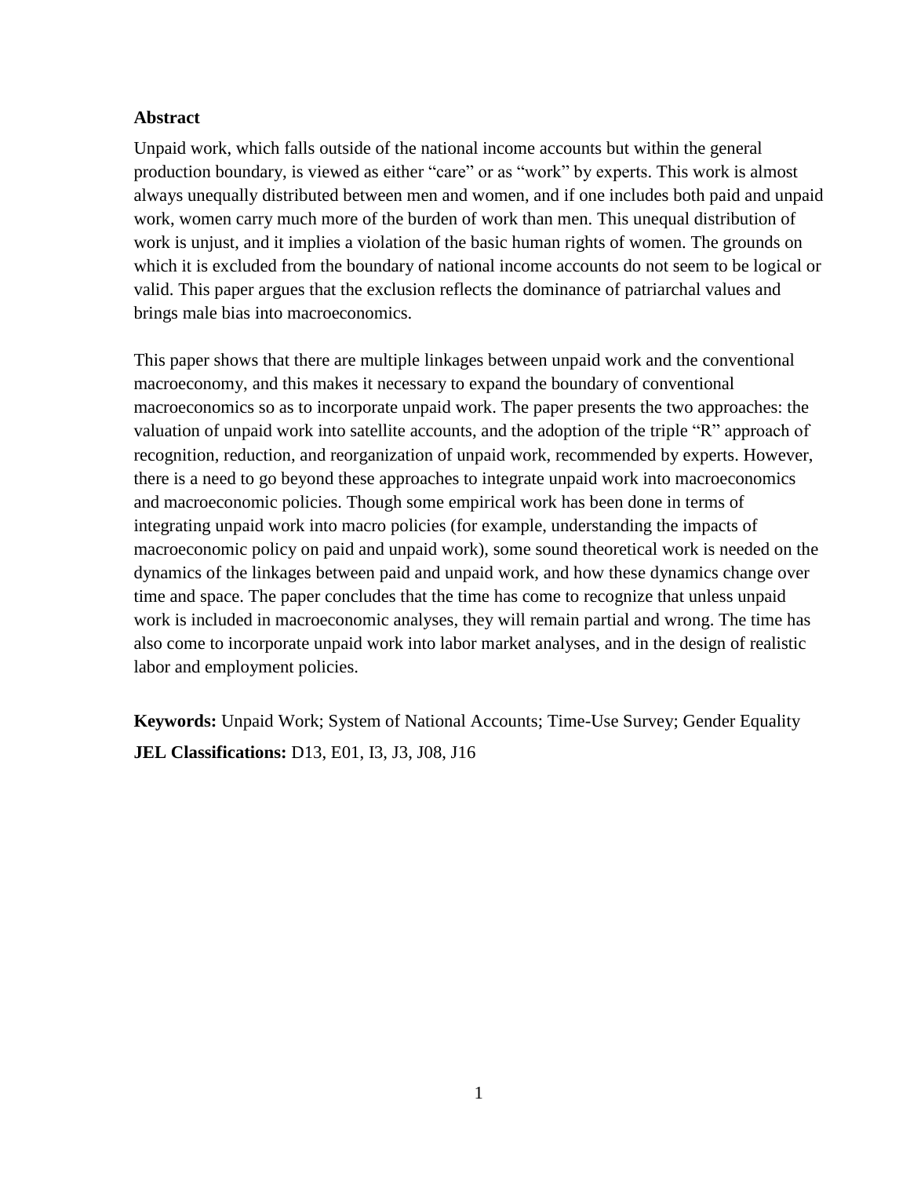**Abstract**

Unpaid work, which falls outside of the national income accounts but within the general production boundary, is viewed as either "care" or as "work" by experts. This work is almost always unequally distributed between men and women, and if one includes both paid and unpaid work, women carry much more of the burden of work than men. This unequal distribution of work is unjust, and it implies a violation of the basic human rights of women. The grounds on which it is excluded from the boundary of national income accounts do not seem to be logical or valid. This paper argues that the exclusion reflects the dominance of patriarchal values and brings male bias into macroeconomics.

This paper shows that there are multiple linkages between unpaid work and the conventional macroeconomy, and this makes it necessary to expand the boundary of conventional macroeconomics so as to incorporate unpaid work. The paper presents the two approaches: the valuation of unpaid work into satellite accounts, and the adoption of the triple "R" approach of recognition, reduction, and reorganization of unpaid work, recommended by experts. However, there is a need to go beyond these approaches to integrate unpaid work into macroeconomics and macroeconomic policies. Though some empirical work has been done in terms of integrating unpaid work into macro policies (for example, understanding the impacts of macroeconomic policy on paid and unpaid work), some sound theoretical work is needed on the dynamics of the linkages between paid and unpaid work, and how these dynamics change over time and space. The paper concludes that the time has come to recognize that unless unpaid work is included in macroeconomic analyses, they will remain partial and wrong. The time has also come to incorporate unpaid work into labor market analyses, and in the design of realistic labor and employment policies.

**Keywords:** Unpaid Work; System of National Accounts; Time-Use Survey; Gender Equality

**JEL Classifications:** D13, E01, I3, J3, J08, J16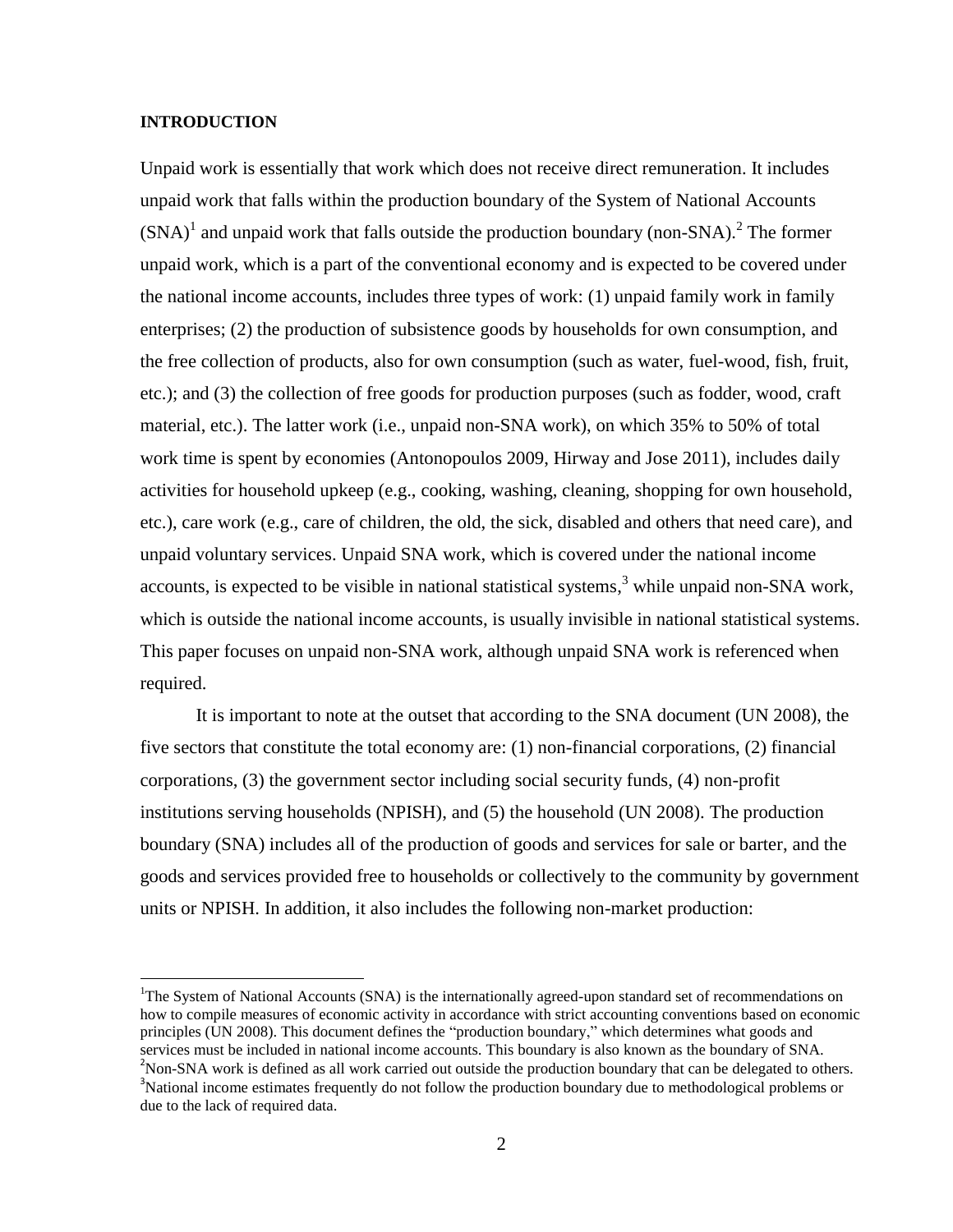## INTRODUCTION

Unpaid work is essentially that work which does not receive direct remuneration. It includes unpaid work that falls within the production boundary of the System of National Accounts (SNA)[1] and unpaid work that falls outside the production boundary (non-SNA).[2] The former unpaid work, which is a part of the conventional economy and is expected to be covered under the national income accounts, includes three types of work: (1) unpaid family work in family enterprises; (2) the production of subsistence goods by households for own consumption, and the free collection of products, also for own consumption (such as water, fuel-wood, fish, fruit, etc.); and (3) the collection of free goods for production purposes (such as fodder, wood, craft material, etc.). The latter work (i.e., unpaid non-SNA work), on which 35% to 50% of total work time is spent by economies (Antonopoulos 2009, Hirway and Jose 2011), includes daily activities for household upkeep (e.g., cooking, washing, cleaning, shopping for own household, etc.), care work (e.g., care of children, the old, the sick, disabled and others that need care), and unpaid voluntary services. Unpaid SNA work, which is covered under the national income accounts, is expected to be visible in national statistical systems,[3] while unpaid non-SNA work, which is outside the national income accounts, is usually invisible in national statistical systems. This paper focuses on unpaid non-SNA work, although unpaid SNA work is referenced when required.

It is important to note at the outset that according to the SNA document (UN 2008), the five sectors that constitute the total economy are: (1) non-financial corporations, (2) financial corporations, (3) the government sector including social security funds, (4) non-profit institutions serving households (NPISH), and (5) the household (UN 2008). The production boundary (SNA) includes all of the production of goods and services for sale or barter, and the goods and services provided free to households or collectively to the community by government units or NPISH. In addition, it also includes the following non-market production:

---

[1] The System of National Accounts (SNA) is the internationally agreed-upon standard set of recommendations on how to compile measures of economic activity in accordance with strict accounting conventions based on economic principles (UN 2008). This document defines the "production boundary," which determines what goods and services must be included in national income accounts. This boundary is also known as the boundary of SNA.

[2] Non-SNA work is defined as all work carried out outside the production boundary that can be delegated to others.

[3] National income estimates frequently do not follow the production boundary due to methodological problems or due to the lack of required data.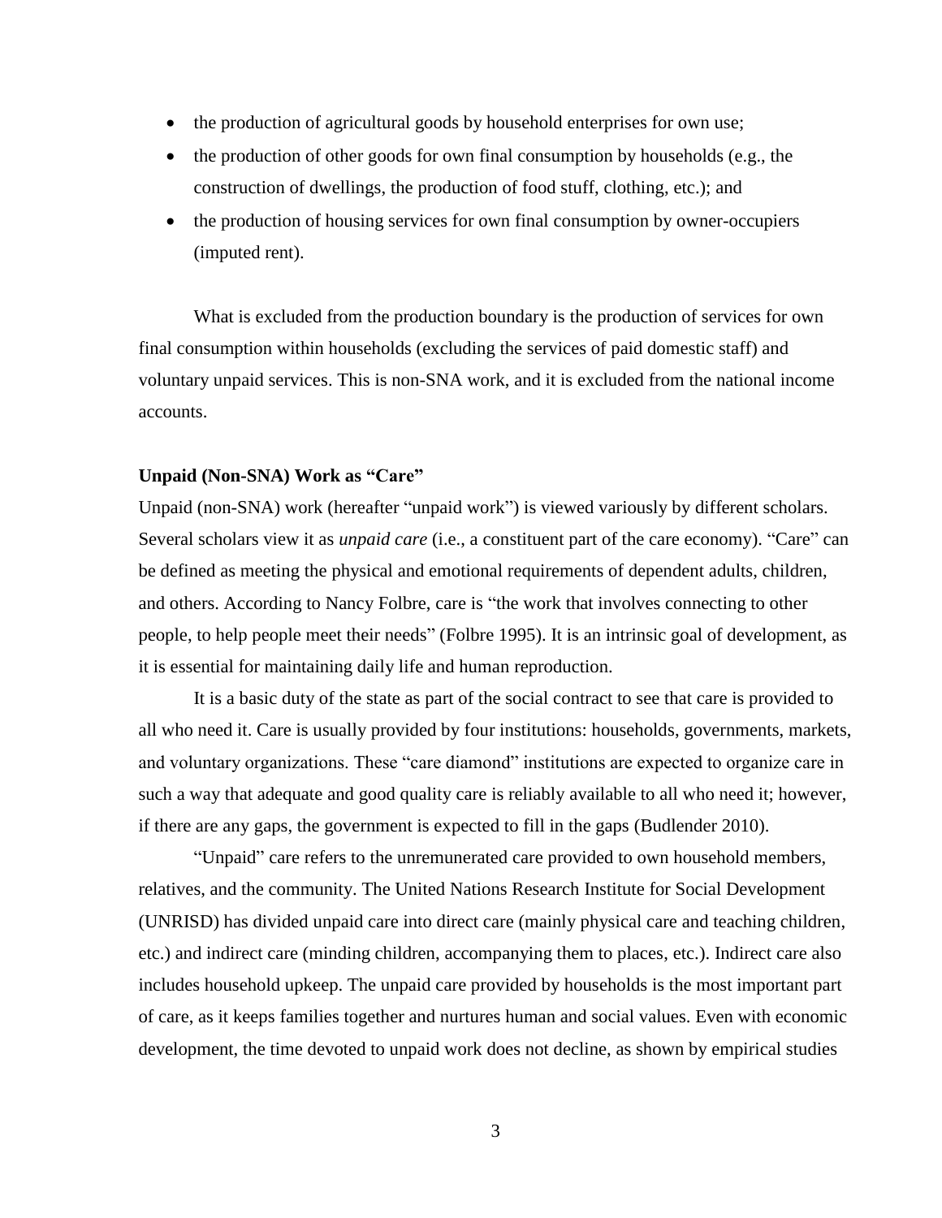- the production of agricultural goods by household enterprises for own use;
- the production of other goods for own final consumption by households (e.g., the construction of dwellings, the production of food stuff, clothing, etc.); and
- the production of housing services for own final consumption by owner-occupiers (imputed rent).

What is excluded from the production boundary is the production of services for own final consumption within households (excluding the services of paid domestic staff) and voluntary unpaid services. This is non-SNA work, and it is excluded from the national income accounts.

### Unpaid (Non-SNA) Work as "Care"

Unpaid (non-SNA) work (hereafter "unpaid work") is viewed variously by different scholars. Several scholars view it as *unpaid care* (i.e., a constituent part of the care economy). "Care" can be defined as meeting the physical and emotional requirements of dependent adults, children, and others. According to Nancy Folbre, care is "the work that involves connecting to other people, to help people meet their needs" (Folbre 1995). It is an intrinsic goal of development, as it is essential for maintaining daily life and human reproduction.

It is a basic duty of the state as part of the social contract to see that care is provided to all who need it. Care is usually provided by four institutions: households, governments, markets, and voluntary organizations. These "care diamond" institutions are expected to organize care in such a way that adequate and good quality care is reliably available to all who need it; however, if there are any gaps, the government is expected to fill in the gaps (Budlender 2010).

"Unpaid" care refers to the unremunerated care provided to own household members, relatives, and the community. The United Nations Research Institute for Social Development (UNRISD) has divided unpaid care into direct care (mainly physical care and teaching children, etc.) and indirect care (minding children, accompanying them to places, etc.). Indirect care also includes household upkeep. The unpaid care provided by households is the most important part of care, as it keeps families together and nurtures human and social values. Even with economic development, the time devoted to unpaid work does not decline, as shown by empirical studies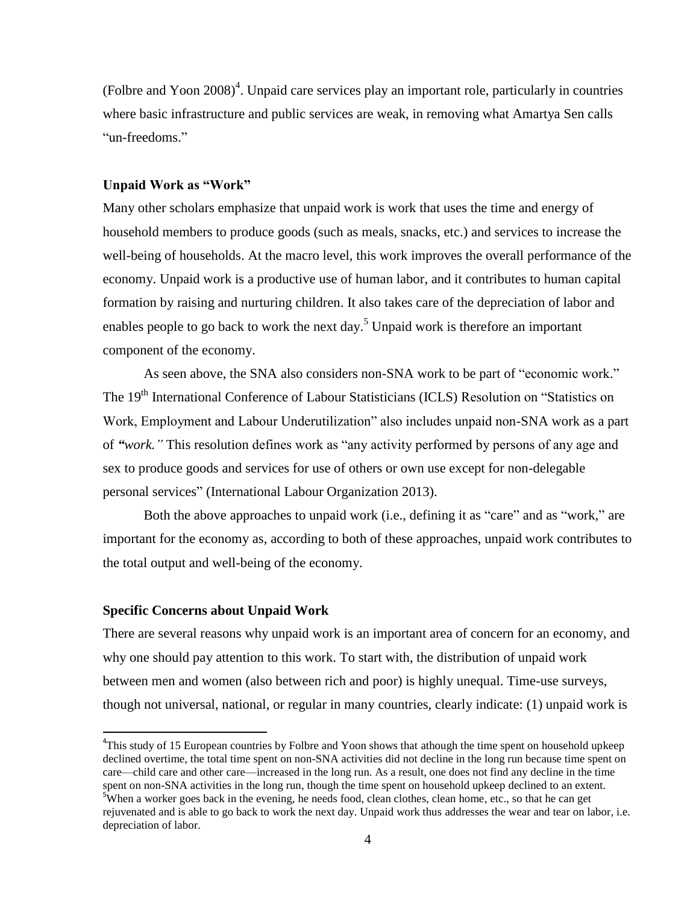(Folbre and Yoon 2008)[4]. Unpaid care services play an important role, particularly in countries where basic infrastructure and public services are weak, in removing what Amartya Sen calls "un-freedoms."

### Unpaid Work as "Work"

Many other scholars emphasize that unpaid work is work that uses the time and energy of household members to produce goods (such as meals, snacks, etc.) and services to increase the well-being of households. At the macro level, this work improves the overall performance of the economy. Unpaid work is a productive use of human labor, and it contributes to human capital formation by raising and nurturing children. It also takes care of the depreciation of labor and enables people to go back to work the next day.[5] Unpaid work is therefore an important component of the economy.

As seen above, the SNA also considers non-SNA work to be part of "economic work." The 19th International Conference of Labour Statisticians (ICLS) Resolution on "Statistics on Work, Employment and Labour Underutilization" also includes unpaid non-SNA work as a part of *"work."* This resolution defines work as "any activity performed by persons of any age and sex to produce goods and services for use of others or own use except for non-delegable personal services" (International Labour Organization 2013).

Both the above approaches to unpaid work (i.e., defining it as "care" and as "work," are important for the economy as, according to both of these approaches, unpaid work contributes to the total output and well-being of the economy.

### Specific Concerns about Unpaid Work

There are several reasons why unpaid work is an important area of concern for an economy, and why one should pay attention to this work. To start with, the distribution of unpaid work between men and women (also between rich and poor) is highly unequal. Time-use surveys, though not universal, national, or regular in many countries, clearly indicate: (1) unpaid work is

---

[4] This study of 15 European countries by Folbre and Yoon shows that athough the time spent on household upkeep declined overtime, the total time spent on non-SNA activities did not decline in the long run because time spent on care—child care and other care—increased in the long run. As a result, one does not find any decline in the time spent on non-SNA activities in the long run, though the time spent on household upkeep declined to an extent.

[5] When a worker goes back in the evening, he needs food, clean clothes, clean home, etc., so that he can get rejuvenated and is able to go back to work the next day. Unpaid work thus addresses the wear and tear on labor, i.e. depreciation of labor.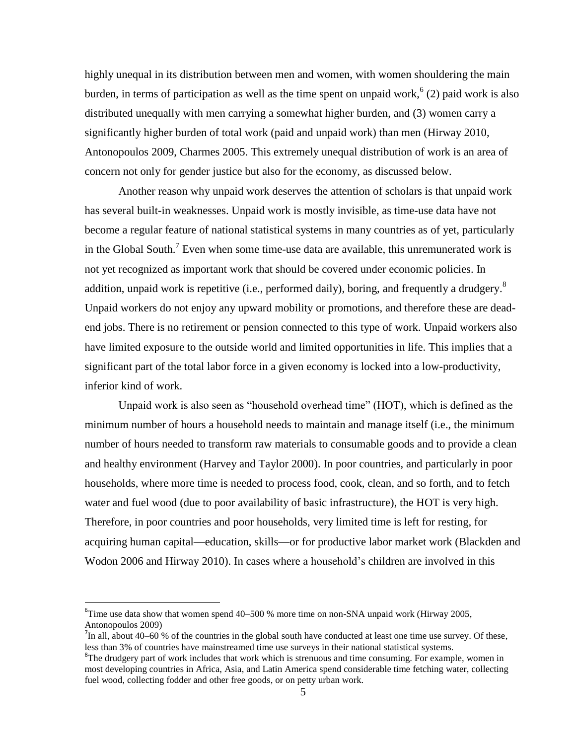highly unequal in its distribution between men and women, with women shouldering the main burden, in terms of participation as well as the time spent on unpaid work,[6] (2) paid work is also distributed unequally with men carrying a somewhat higher burden, and (3) women carry a significantly higher burden of total work (paid and unpaid work) than men (Hirway 2010, Antonopoulos 2009, Charmes 2005. This extremely unequal distribution of work is an area of concern not only for gender justice but also for the economy, as discussed below.

Another reason why unpaid work deserves the attention of scholars is that unpaid work has several built-in weaknesses. Unpaid work is mostly invisible, as time-use data have not become a regular feature of national statistical systems in many countries as of yet, particularly in the Global South.[7] Even when some time-use data are available, this unremunerated work is not yet recognized as important work that should be covered under economic policies. In addition, unpaid work is repetitive (i.e., performed daily), boring, and frequently a drudgery.[8] Unpaid workers do not enjoy any upward mobility or promotions, and therefore these are dead-end jobs. There is no retirement or pension connected to this type of work. Unpaid workers also have limited exposure to the outside world and limited opportunities in life. This implies that a significant part of the total labor force in a given economy is locked into a low-productivity, inferior kind of work.

Unpaid work is also seen as "household overhead time" (HOT), which is defined as the minimum number of hours a household needs to maintain and manage itself (i.e., the minimum number of hours needed to transform raw materials to consumable goods and to provide a clean and healthy environment (Harvey and Taylor 2000). In poor countries, and particularly in poor households, where more time is needed to process food, cook, clean, and so forth, and to fetch water and fuel wood (due to poor availability of basic infrastructure), the HOT is very high. Therefore, in poor countries and poor households, very limited time is left for resting, for acquiring human capital—education, skills—or for productive labor market work (Blackden and Wodon 2006 and Hirway 2010). In cases where a household's children are involved in this

---

[6]Time use data show that women spend 40–500 % more time on non-SNA unpaid work (Hirway 2005, Antonopoulos 2009)

[7]In all, about 40–60 % of the countries in the global south have conducted at least one time use survey. Of these, less than 3% of countries have mainstreamed time use surveys in their national statistical systems.

[8]The drudgery part of work includes that work which is strenuous and time consuming. For example, women in most developing countries in Africa, Asia, and Latin America spend considerable time fetching water, collecting fuel wood, collecting fodder and other free goods, or on petty urban work.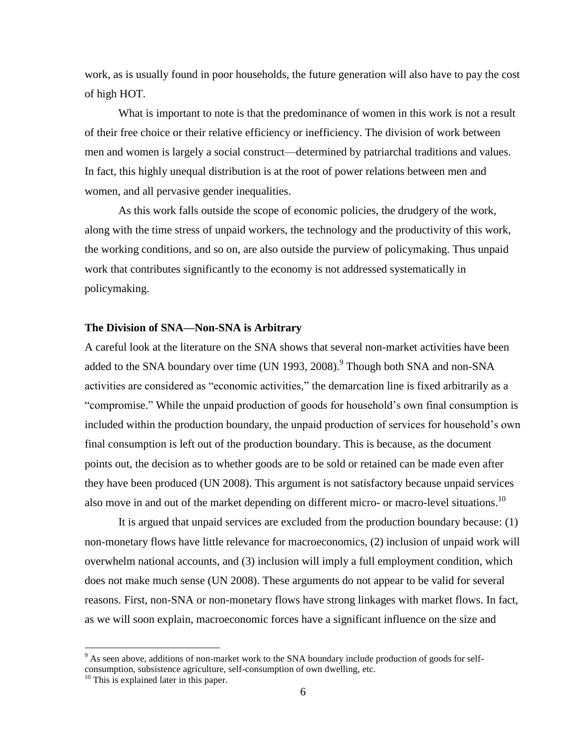work, as is usually found in poor households, the future generation will also have to pay the cost of high HOT.

What is important to note is that the predominance of women in this work is not a result of their free choice or their relative efficiency or inefficiency. The division of work between men and women is largely a social construct—determined by patriarchal traditions and values. In fact, this highly unequal distribution is at the root of power relations between men and women, and all pervasive gender inequalities.

As this work falls outside the scope of economic policies, the drudgery of the work, along with the time stress of unpaid workers, the technology and the productivity of this work, the working conditions, and so on, are also outside the purview of policymaking. Thus unpaid work that contributes significantly to the economy is not addressed systematically in policymaking.

### The Division of SNA—Non-SNA is Arbitrary

A careful look at the literature on the SNA shows that several non-market activities have been added to the SNA boundary over time (UN 1993, 2008).[9] Though both SNA and non-SNA activities are considered as "economic activities," the demarcation line is fixed arbitrarily as a "compromise." While the unpaid production of goods for household's own final consumption is included within the production boundary, the unpaid production of services for household's own final consumption is left out of the production boundary. This is because, as the document points out, the decision as to whether goods are to be sold or retained can be made even after they have been produced (UN 2008). This argument is not satisfactory because unpaid services also move in and out of the market depending on different micro- or macro-level situations.[10]

It is argued that unpaid services are excluded from the production boundary because: (1) non-monetary flows have little relevance for macroeconomics, (2) inclusion of unpaid work will overwhelm national accounts, and (3) inclusion will imply a full employment condition, which does not make much sense (UN 2008). These arguments do not appear to be valid for several reasons. First, non-SNA or non-monetary flows have strong linkages with market flows. In fact, as we will soon explain, macroeconomic forces have a significant influence on the size and

[9] As seen above, additions of non-market work to the SNA boundary include production of goods for self-consumption, subsistence agriculture, self-consumption of own dwelling, etc.

[10] This is explained later in this paper.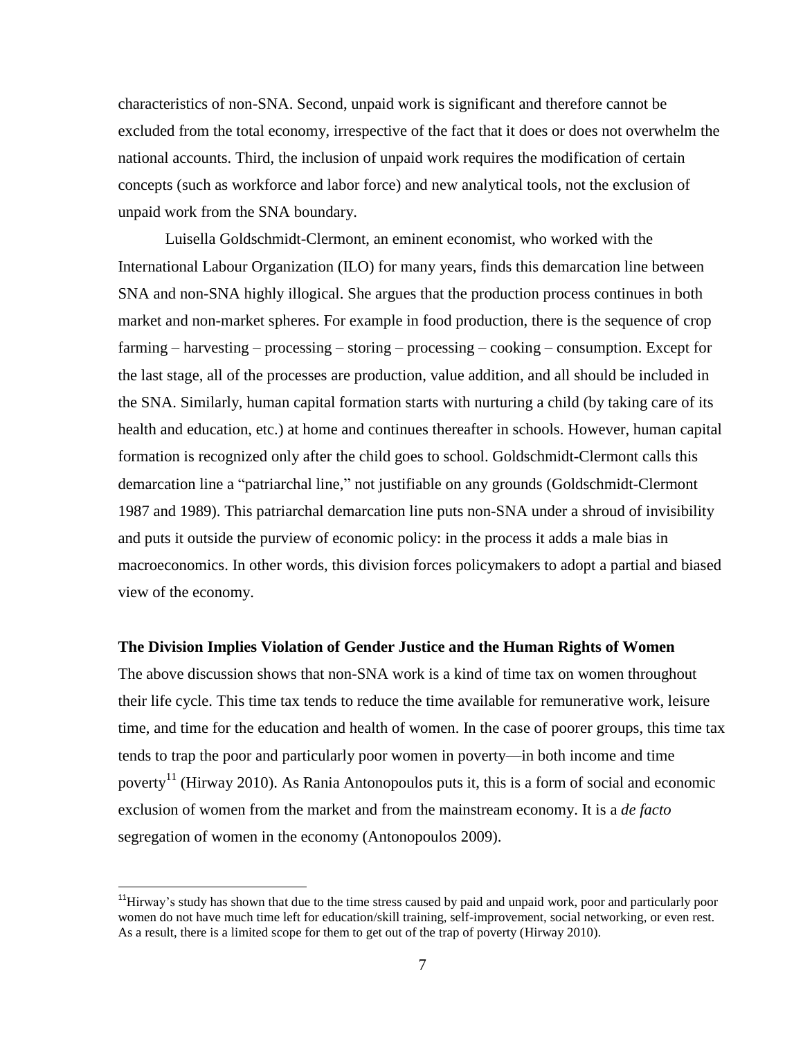characteristics of non-SNA. Second, unpaid work is significant and therefore cannot be excluded from the total economy, irrespective of the fact that it does or does not overwhelm the national accounts. Third, the inclusion of unpaid work requires the modification of certain concepts (such as workforce and labor force) and new analytical tools, not the exclusion of unpaid work from the SNA boundary.

Luisella Goldschmidt-Clermont, an eminent economist, who worked with the International Labour Organization (ILO) for many years, finds this demarcation line between SNA and non-SNA highly illogical. She argues that the production process continues in both market and non-market spheres. For example in food production, there is the sequence of crop farming – harvesting – processing – storing – processing – cooking – consumption. Except for the last stage, all of the processes are production, value addition, and all should be included in the SNA. Similarly, human capital formation starts with nurturing a child (by taking care of its health and education, etc.) at home and continues thereafter in schools. However, human capital formation is recognized only after the child goes to school. Goldschmidt-Clermont calls this demarcation line a "patriarchal line," not justifiable on any grounds (Goldschmidt-Clermont 1987 and 1989). This patriarchal demarcation line puts non-SNA under a shroud of invisibility and puts it outside the purview of economic policy: in the process it adds a male bias in macroeconomics. In other words, this division forces policymakers to adopt a partial and biased view of the economy.

### The Division Implies Violation of Gender Justice and the Human Rights of Women

The above discussion shows that non-SNA work is a kind of time tax on women throughout their life cycle. This time tax tends to reduce the time available for remunerative work, leisure time, and time for the education and health of women. In the case of poorer groups, this time tax tends to trap the poor and particularly poor women in poverty—in both income and time poverty[11] (Hirway 2010). As Rania Antonopoulos puts it, this is a form of social and economic exclusion of women from the market and from the mainstream economy. It is a *de facto* segregation of women in the economy (Antonopoulos 2009).

[11] Hirway's study has shown that due to the time stress caused by paid and unpaid work, poor and particularly poor women do not have much time left for education/skill training, self-improvement, social networking, or even rest. As a result, there is a limited scope for them to get out of the trap of poverty (Hirway 2010).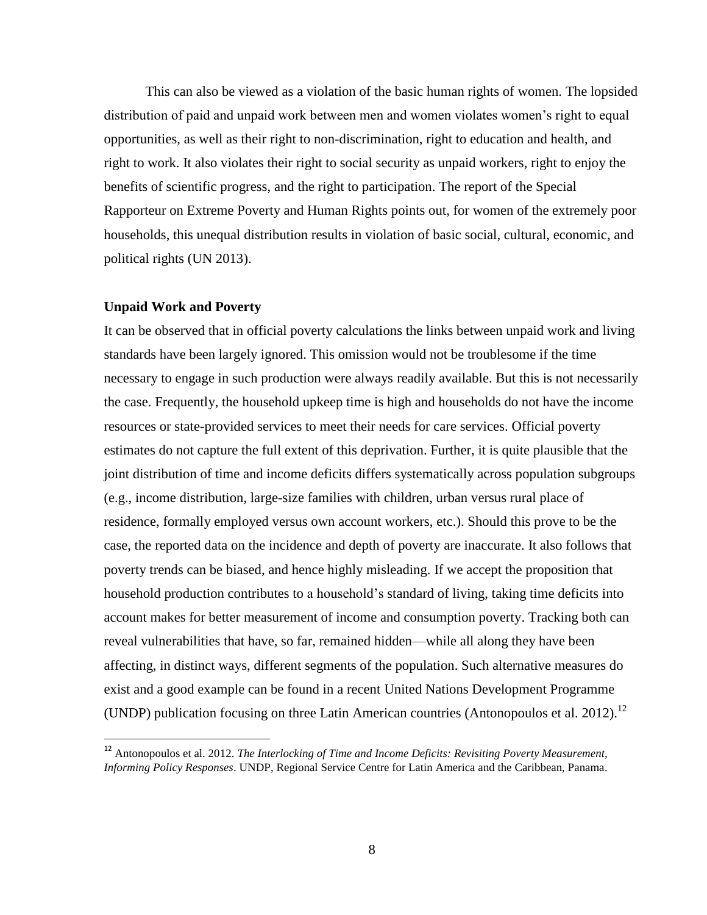This can also be viewed as a violation of the basic human rights of women. The lopsided distribution of paid and unpaid work between men and women violates women's right to equal opportunities, as well as their right to non-discrimination, right to education and health, and right to work. It also violates their right to social security as unpaid workers, right to enjoy the benefits of scientific progress, and the right to participation. The report of the Special Rapporteur on Extreme Poverty and Human Rights points out, for women of the extremely poor households, this unequal distribution results in violation of basic social, cultural, economic, and political rights (UN 2013).

### Unpaid Work and Poverty

It can be observed that in official poverty calculations the links between unpaid work and living standards have been largely ignored. This omission would not be troublesome if the time necessary to engage in such production were always readily available. But this is not necessarily the case. Frequently, the household upkeep time is high and households do not have the income resources or state-provided services to meet their needs for care services. Official poverty estimates do not capture the full extent of this deprivation. Further, it is quite plausible that the joint distribution of time and income deficits differs systematically across population subgroups (e.g., income distribution, large-size families with children, urban versus rural place of residence, formally employed versus own account workers, etc.). Should this prove to be the case, the reported data on the incidence and depth of poverty are inaccurate. It also follows that poverty trends can be biased, and hence highly misleading. If we accept the proposition that household production contributes to a household's standard of living, taking time deficits into account makes for better measurement of income and consumption poverty. Tracking both can reveal vulnerabilities that have, so far, remained hidden—while all along they have been affecting, in distinct ways, different segments of the population. Such alternative measures do exist and a good example can be found in a recent United Nations Development Programme (UNDP) publication focusing on three Latin American countries (Antonopoulos et al. 2012).[12]

[12] Antonopoulos et al. 2012. *The Interlocking of Time and Income Deficits: Revisiting Poverty Measurement, Informing Policy Responses*. UNDP, Regional Service Centre for Latin America and the Caribbean, Panama.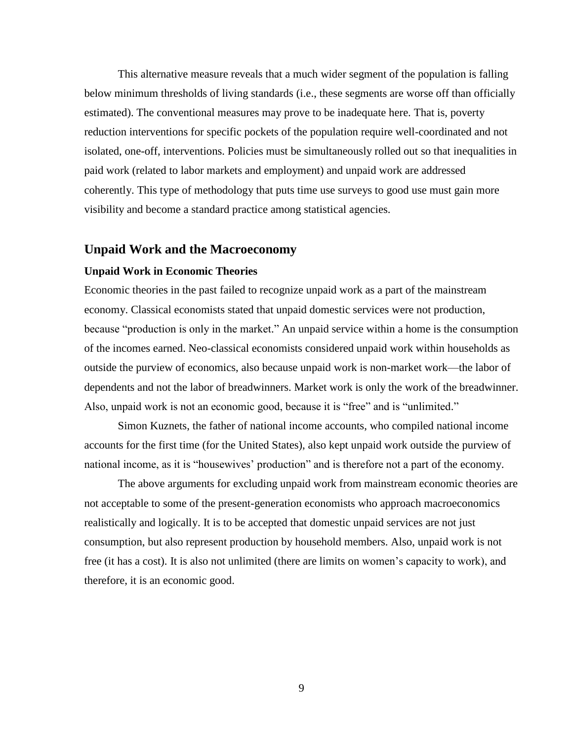This alternative measure reveals that a much wider segment of the population is falling below minimum thresholds of living standards (i.e., these segments are worse off than officially estimated). The conventional measures may prove to be inadequate here. That is, poverty reduction interventions for specific pockets of the population require well-coordinated and not isolated, one-off, interventions. Policies must be simultaneously rolled out so that inequalities in paid work (related to labor markets and employment) and unpaid work are addressed coherently. This type of methodology that puts time use surveys to good use must gain more visibility and become a standard practice among statistical agencies.

## Unpaid Work and the Macroeconomy

### Unpaid Work in Economic Theories

Economic theories in the past failed to recognize unpaid work as a part of the mainstream economy. Classical economists stated that unpaid domestic services were not production, because "production is only in the market." An unpaid service within a home is the consumption of the incomes earned. Neo-classical economists considered unpaid work within households as outside the purview of economics, also because unpaid work is non-market work—the labor of dependents and not the labor of breadwinners. Market work is only the work of the breadwinner. Also, unpaid work is not an economic good, because it is "free" and is "unlimited."

Simon Kuznets, the father of national income accounts, who compiled national income accounts for the first time (for the United States), also kept unpaid work outside the purview of national income, as it is "housewives' production" and is therefore not a part of the economy.

The above arguments for excluding unpaid work from mainstream economic theories are not acceptable to some of the present-generation economists who approach macroeconomics realistically and logically. It is to be accepted that domestic unpaid services are not just consumption, but also represent production by household members. Also, unpaid work is not free (it has a cost). It is also not unlimited (there are limits on women's capacity to work), and therefore, it is an economic good.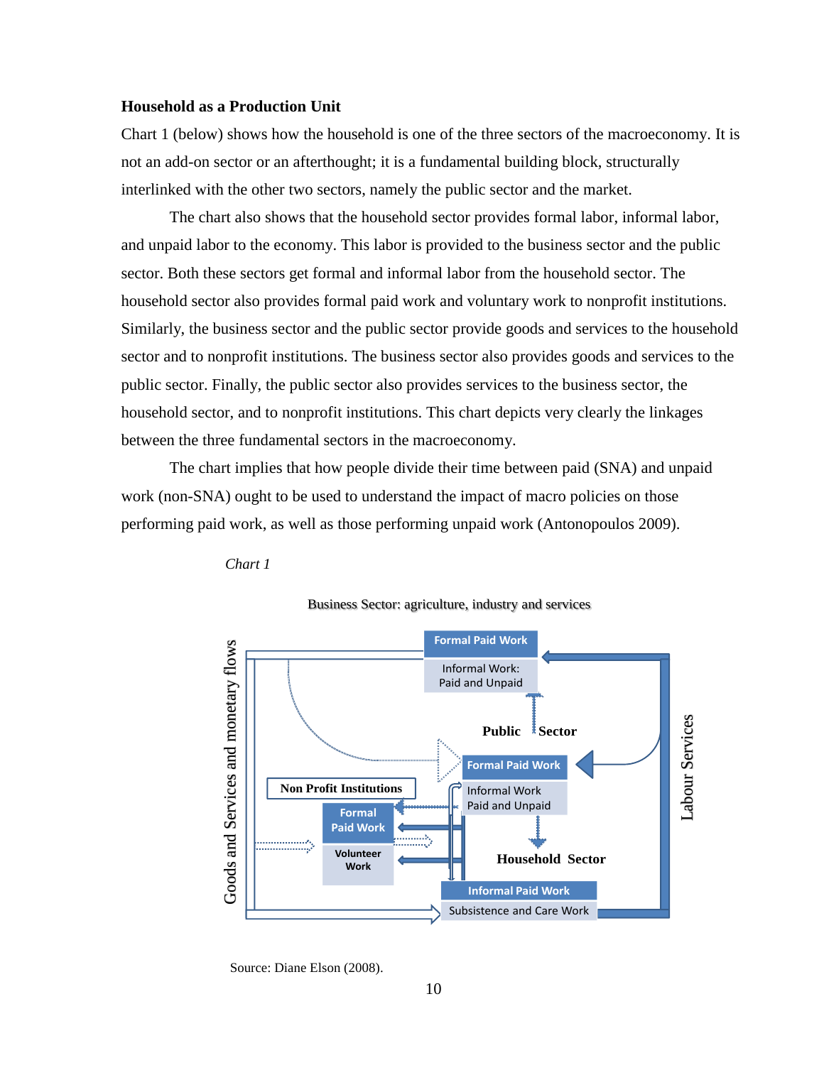### Household as a Production Unit

Chart 1 (below) shows how the household is one of the three sectors of the macroeconomy. It is not an add-on sector or an afterthought; it is a fundamental building block, structurally interlinked with the other two sectors, namely the public sector and the market.

The chart also shows that the household sector provides formal labor, informal labor, and unpaid labor to the economy. This labor is provided to the business sector and the public sector. Both these sectors get formal and informal labor from the household sector. The household sector also provides formal paid work and voluntary work to nonprofit institutions. Similarly, the business sector and the public sector provide goods and services to the household sector and to nonprofit institutions. The business sector also provides goods and services to the public sector. Finally, the public sector also provides services to the business sector, the household sector, and to nonprofit institutions. This chart depicts very clearly the linkages between the three fundamental sectors in the macroeconomy.

The chart implies that how people divide their time between paid (SNA) and unpaid work (non-SNA) ought to be used to understand the impact of macro policies on those performing paid work, as well as those performing unpaid work (Antonopoulos 2009).

*Chart 1*

Business Sector: agriculture, industry and services

Formal Paid Work

Informal Work: Paid and Unpaid

Public Sector

Formal Paid Work

Informal Work Paid and Unpaid

Non Profit Institutions

Formal Paid Work

Volunteer Work

Household Sector

Informal Paid Work

Subsistence and Care Work

Goods and Services and monetary flows

Labour Services

Source: Diane Elson (2008).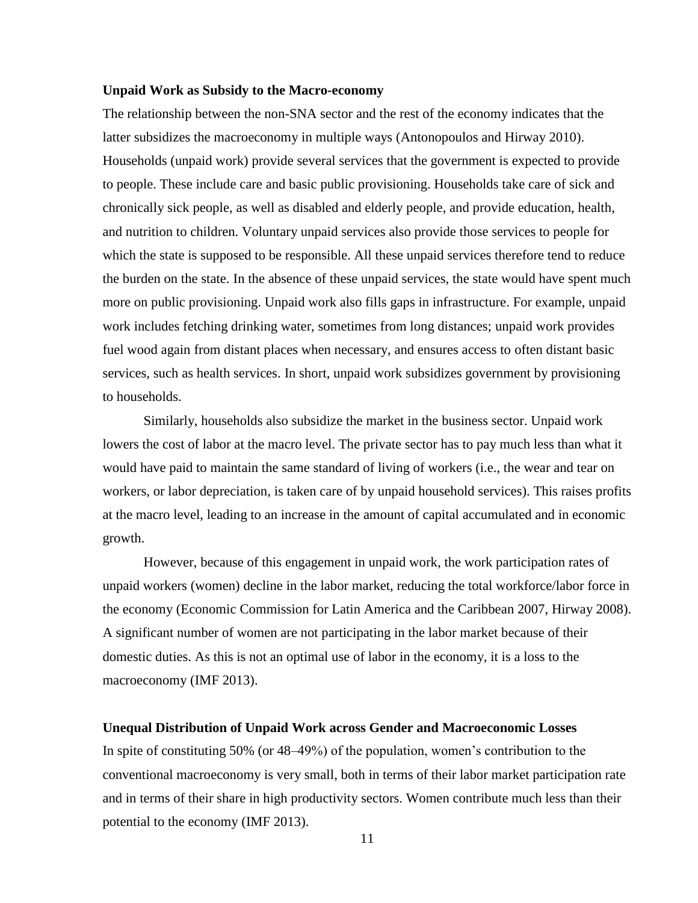### Unpaid Work as Subsidy to the Macro-economy

The relationship between the non-SNA sector and the rest of the economy indicates that the latter subsidizes the macroeconomy in multiple ways (Antonopoulos and Hirway 2010). Households (unpaid work) provide several services that the government is expected to provide to people. These include care and basic public provisioning. Households take care of sick and chronically sick people, as well as disabled and elderly people, and provide education, health, and nutrition to children. Voluntary unpaid services also provide those services to people for which the state is supposed to be responsible. All these unpaid services therefore tend to reduce the burden on the state. In the absence of these unpaid services, the state would have spent much more on public provisioning. Unpaid work also fills gaps in infrastructure. For example, unpaid work includes fetching drinking water, sometimes from long distances; unpaid work provides fuel wood again from distant places when necessary, and ensures access to often distant basic services, such as health services. In short, unpaid work subsidizes government by provisioning to households.

Similarly, households also subsidize the market in the business sector. Unpaid work lowers the cost of labor at the macro level. The private sector has to pay much less than what it would have paid to maintain the same standard of living of workers (i.e., the wear and tear on workers, or labor depreciation, is taken care of by unpaid household services). This raises profits at the macro level, leading to an increase in the amount of capital accumulated and in economic growth.

However, because of this engagement in unpaid work, the work participation rates of unpaid workers (women) decline in the labor market, reducing the total workforce/labor force in the economy (Economic Commission for Latin America and the Caribbean 2007, Hirway 2008). A significant number of women are not participating in the labor market because of their domestic duties. As this is not an optimal use of labor in the economy, it is a loss to the macroeconomy (IMF 2013).

### Unequal Distribution of Unpaid Work across Gender and Macroeconomic Losses

In spite of constituting 50% (or 48–49%) of the population, women's contribution to the conventional macroeconomy is very small, both in terms of their labor market participation rate and in terms of their share in high productivity sectors. Women contribute much less than their potential to the economy (IMF 2013).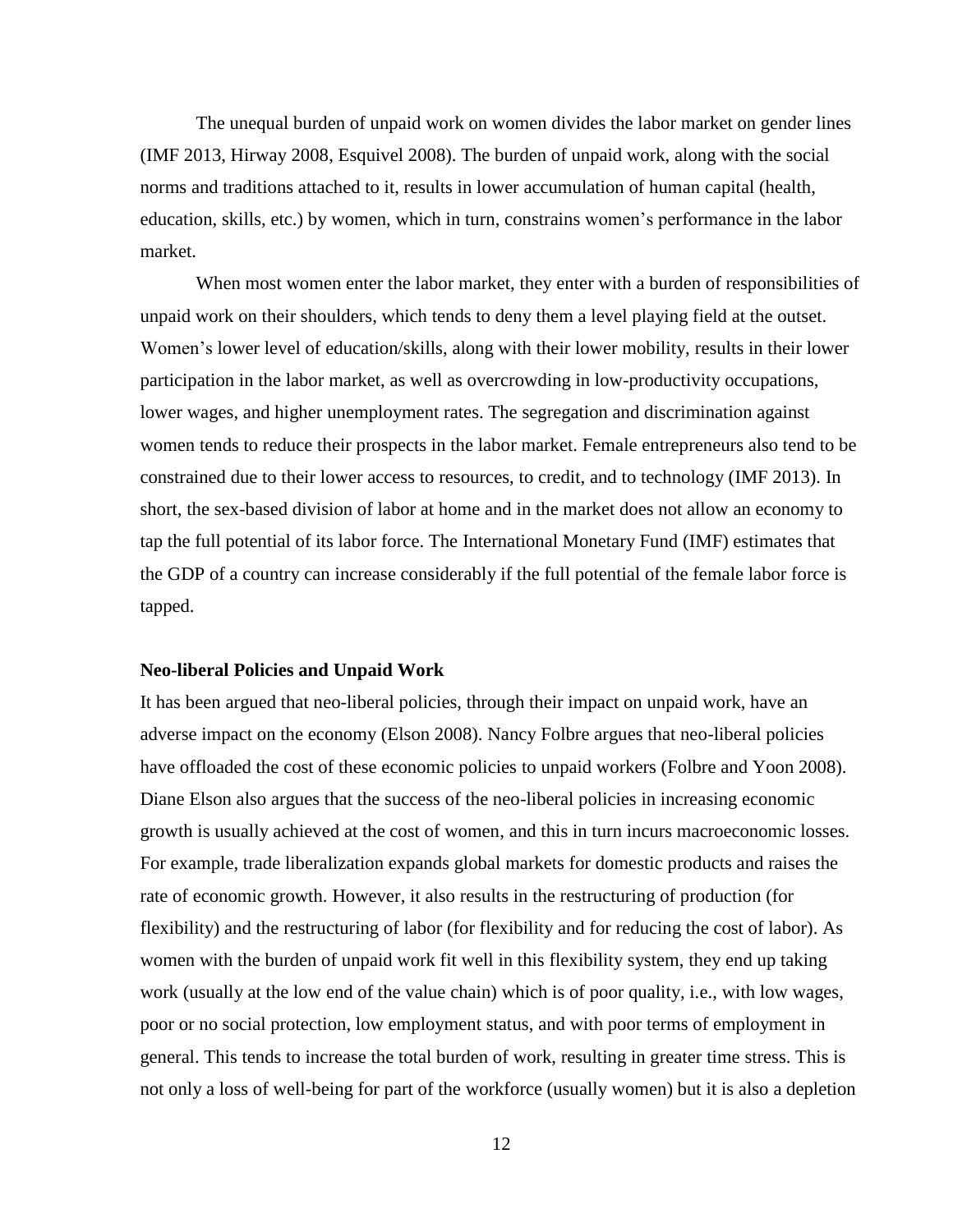The unequal burden of unpaid work on women divides the labor market on gender lines (IMF 2013, Hirway 2008, Esquivel 2008). The burden of unpaid work, along with the social norms and traditions attached to it, results in lower accumulation of human capital (health, education, skills, etc.) by women, which in turn, constrains women's performance in the labor market.

When most women enter the labor market, they enter with a burden of responsibilities of unpaid work on their shoulders, which tends to deny them a level playing field at the outset. Women's lower level of education/skills, along with their lower mobility, results in their lower participation in the labor market, as well as overcrowding in low-productivity occupations, lower wages, and higher unemployment rates. The segregation and discrimination against women tends to reduce their prospects in the labor market. Female entrepreneurs also tend to be constrained due to their lower access to resources, to credit, and to technology (IMF 2013). In short, the sex-based division of labor at home and in the market does not allow an economy to tap the full potential of its labor force. The International Monetary Fund (IMF) estimates that the GDP of a country can increase considerably if the full potential of the female labor force is tapped.

### Neo-liberal Policies and Unpaid Work

It has been argued that neo-liberal policies, through their impact on unpaid work, have an adverse impact on the economy (Elson 2008). Nancy Folbre argues that neo-liberal policies have offloaded the cost of these economic policies to unpaid workers (Folbre and Yoon 2008). Diane Elson also argues that the success of the neo-liberal policies in increasing economic growth is usually achieved at the cost of women, and this in turn incurs macroeconomic losses. For example, trade liberalization expands global markets for domestic products and raises the rate of economic growth. However, it also results in the restructuring of production (for flexibility) and the restructuring of labor (for flexibility and for reducing the cost of labor). As women with the burden of unpaid work fit well in this flexibility system, they end up taking work (usually at the low end of the value chain) which is of poor quality, i.e., with low wages, poor or no social protection, low employment status, and with poor terms of employment in general. This tends to increase the total burden of work, resulting in greater time stress. This is not only a loss of well-being for part of the workforce (usually women) but it is also a depletion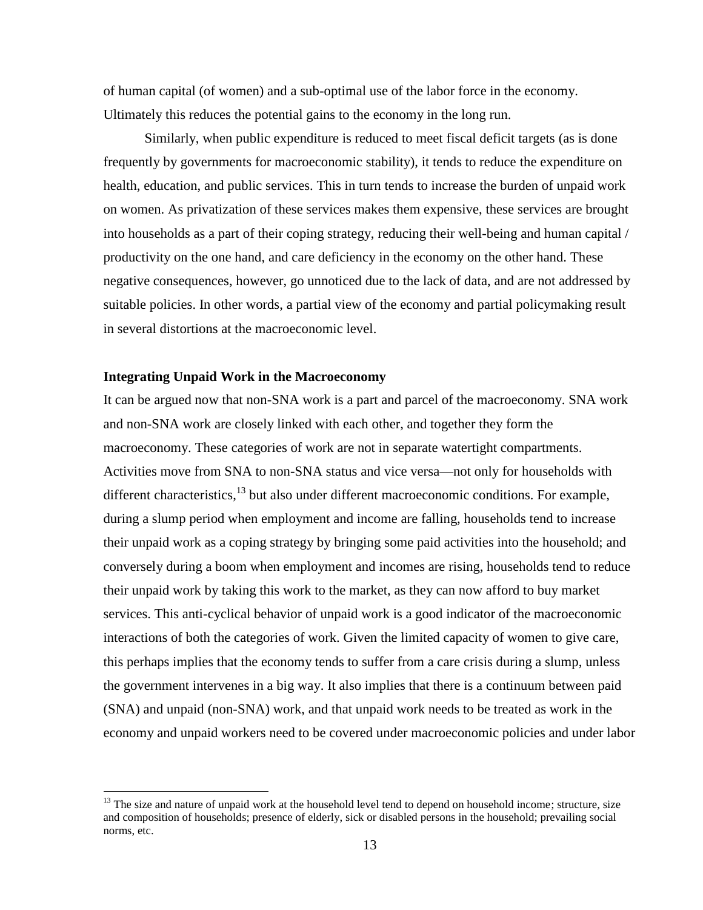of human capital (of women) and a sub-optimal use of the labor force in the economy. Ultimately this reduces the potential gains to the economy in the long run.

Similarly, when public expenditure is reduced to meet fiscal deficit targets (as is done frequently by governments for macroeconomic stability), it tends to reduce the expenditure on health, education, and public services. This in turn tends to increase the burden of unpaid work on women. As privatization of these services makes them expensive, these services are brought into households as a part of their coping strategy, reducing their well-being and human capital / productivity on the one hand, and care deficiency in the economy on the other hand. These negative consequences, however, go unnoticed due to the lack of data, and are not addressed by suitable policies. In other words, a partial view of the economy and partial policymaking result in several distortions at the macroeconomic level.

**Integrating Unpaid Work in the Macroeconomy**

It can be argued now that non-SNA work is a part and parcel of the macroeconomy. SNA work and non-SNA work are closely linked with each other, and together they form the macroeconomy. These categories of work are not in separate watertight compartments. Activities move from SNA to non-SNA status and vice versa—not only for households with different characteristics,[13] but also under different macroeconomic conditions. For example, during a slump period when employment and income are falling, households tend to increase their unpaid work as a coping strategy by bringing some paid activities into the household; and conversely during a boom when employment and incomes are rising, households tend to reduce their unpaid work by taking this work to the market, as they can now afford to buy market services. This anti-cyclical behavior of unpaid work is a good indicator of the macroeconomic interactions of both the categories of work. Given the limited capacity of women to give care, this perhaps implies that the economy tends to suffer from a care crisis during a slump, unless the government intervenes in a big way. It also implies that there is a continuum between paid (SNA) and unpaid (non-SNA) work, and that unpaid work needs to be treated as work in the economy and unpaid workers need to be covered under macroeconomic policies and under labor

[13] The size and nature of unpaid work at the household level tend to depend on household income; structure, size and composition of households; presence of elderly, sick or disabled persons in the household; prevailing social norms, etc.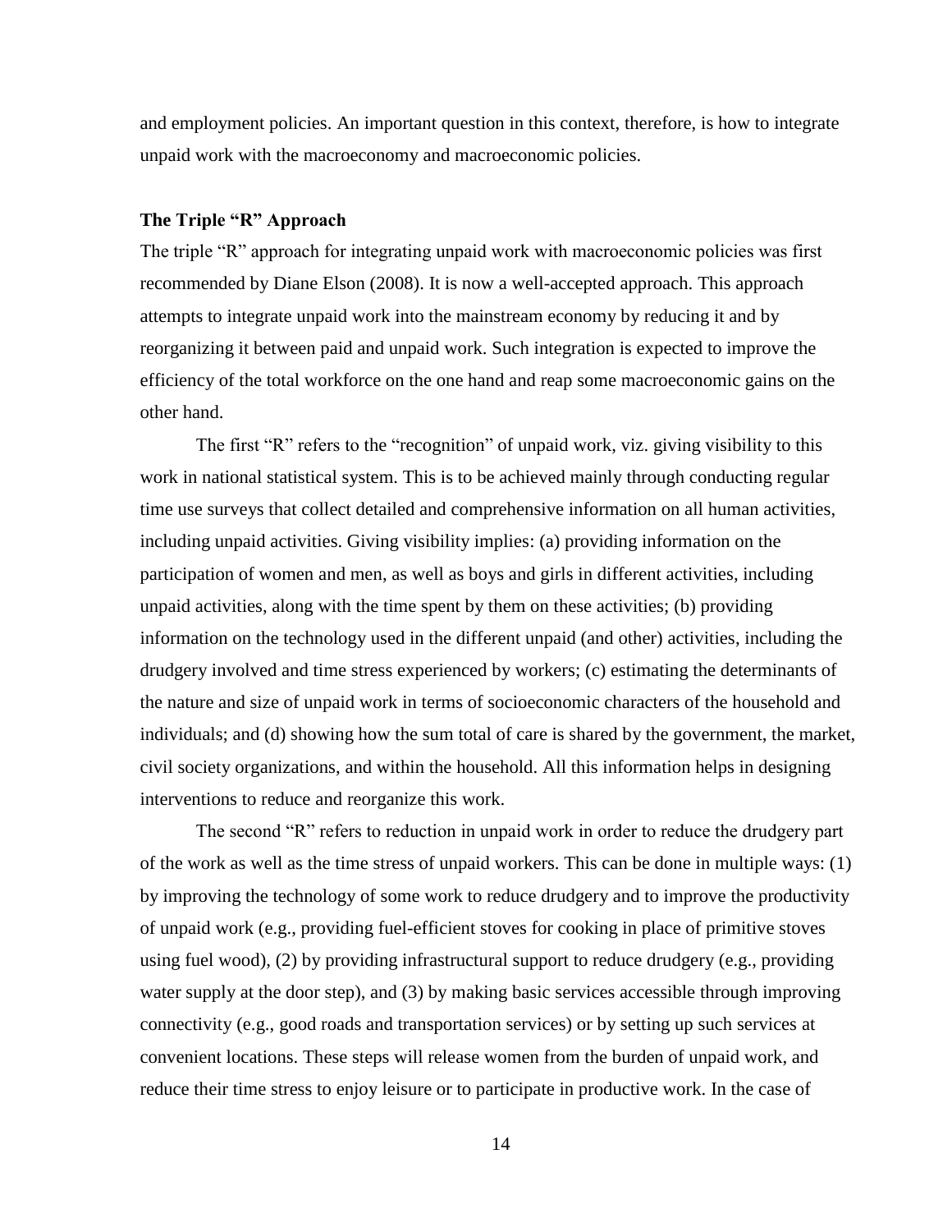and employment policies. An important question in this context, therefore, is how to integrate unpaid work with the macroeconomy and macroeconomic policies.

### The Triple "R" Approach

The triple "R" approach for integrating unpaid work with macroeconomic policies was first recommended by Diane Elson (2008). It is now a well-accepted approach. This approach attempts to integrate unpaid work into the mainstream economy by reducing it and by reorganizing it between paid and unpaid work. Such integration is expected to improve the efficiency of the total workforce on the one hand and reap some macroeconomic gains on the other hand.

The first "R" refers to the "recognition" of unpaid work, viz. giving visibility to this work in national statistical system. This is to be achieved mainly through conducting regular time use surveys that collect detailed and comprehensive information on all human activities, including unpaid activities. Giving visibility implies: (a) providing information on the participation of women and men, as well as boys and girls in different activities, including unpaid activities, along with the time spent by them on these activities; (b) providing information on the technology used in the different unpaid (and other) activities, including the drudgery involved and time stress experienced by workers; (c) estimating the determinants of the nature and size of unpaid work in terms of socioeconomic characters of the household and individuals; and (d) showing how the sum total of care is shared by the government, the market, civil society organizations, and within the household. All this information helps in designing interventions to reduce and reorganize this work.

The second "R" refers to reduction in unpaid work in order to reduce the drudgery part of the work as well as the time stress of unpaid workers. This can be done in multiple ways: (1) by improving the technology of some work to reduce drudgery and to improve the productivity of unpaid work (e.g., providing fuel-efficient stoves for cooking in place of primitive stoves using fuel wood), (2) by providing infrastructural support to reduce drudgery (e.g., providing water supply at the door step), and (3) by making basic services accessible through improving connectivity (e.g., good roads and transportation services) or by setting up such services at convenient locations. These steps will release women from the burden of unpaid work, and reduce their time stress to enjoy leisure or to participate in productive work. In the case of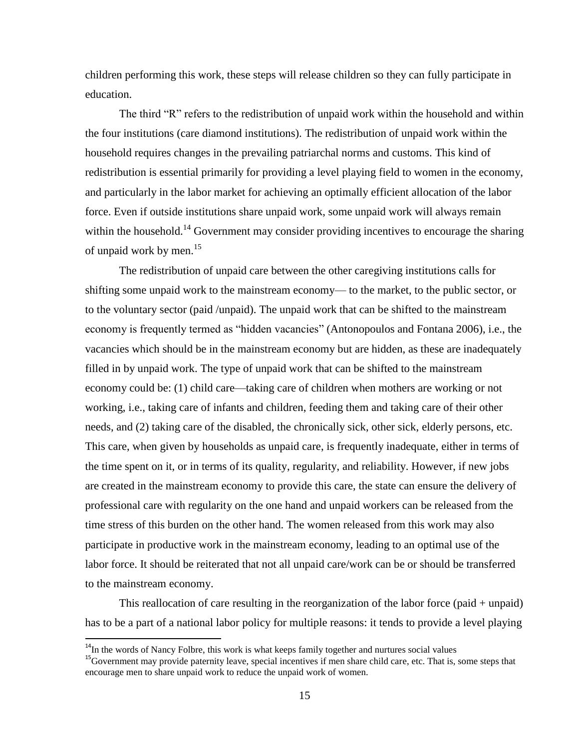children performing this work, these steps will release children so they can fully participate in education.

The third "R" refers to the redistribution of unpaid work within the household and within the four institutions (care diamond institutions). The redistribution of unpaid work within the household requires changes in the prevailing patriarchal norms and customs. This kind of redistribution is essential primarily for providing a level playing field to women in the economy, and particularly in the labor market for achieving an optimally efficient allocation of the labor force. Even if outside institutions share unpaid work, some unpaid work will always remain within the household.[14] Government may consider providing incentives to encourage the sharing of unpaid work by men.[15]

The redistribution of unpaid care between the other caregiving institutions calls for shifting some unpaid work to the mainstream economy— to the market, to the public sector, or to the voluntary sector (paid /unpaid). The unpaid work that can be shifted to the mainstream economy is frequently termed as "hidden vacancies" (Antonopoulos and Fontana 2006), i.e., the vacancies which should be in the mainstream economy but are hidden, as these are inadequately filled in by unpaid work. The type of unpaid work that can be shifted to the mainstream economy could be: (1) child care—taking care of children when mothers are working or not working, i.e., taking care of infants and children, feeding them and taking care of their other needs, and (2) taking care of the disabled, the chronically sick, other sick, elderly persons, etc. This care, when given by households as unpaid care, is frequently inadequate, either in terms of the time spent on it, or in terms of its quality, regularity, and reliability. However, if new jobs are created in the mainstream economy to provide this care, the state can ensure the delivery of professional care with regularity on the one hand and unpaid workers can be released from the time stress of this burden on the other hand. The women released from this work may also participate in productive work in the mainstream economy, leading to an optimal use of the labor force. It should be reiterated that not all unpaid care/work can be or should be transferred to the mainstream economy.

This reallocation of care resulting in the reorganization of the labor force (paid + unpaid) has to be a part of a national labor policy for multiple reasons: it tends to provide a level playing

[14] In the words of Nancy Folbre, this work is what keeps family together and nurtures social values

[15] Government may provide paternity leave, special incentives if men share child care, etc. That is, some steps that encourage men to share unpaid work to reduce the unpaid work of women.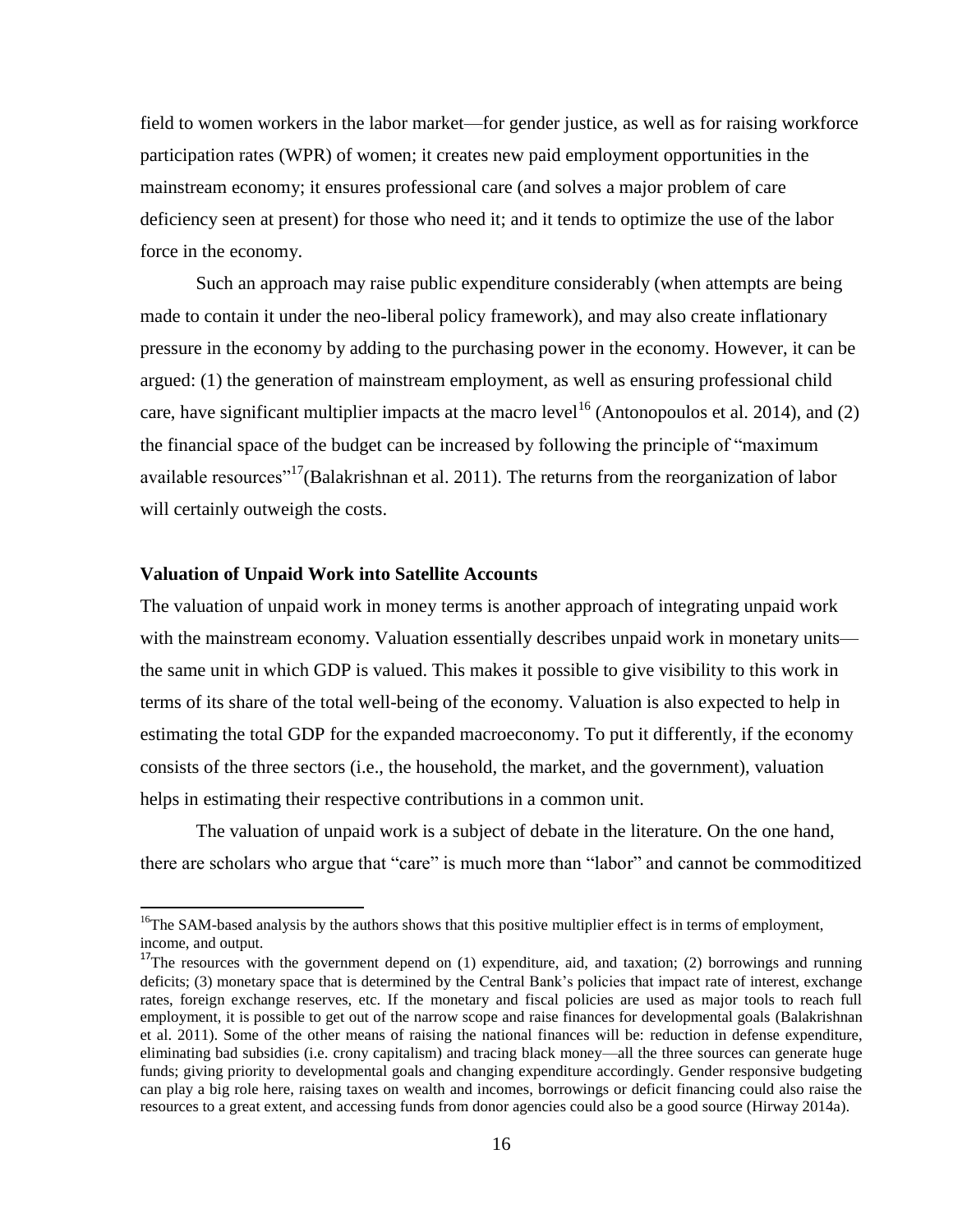field to women workers in the labor market—for gender justice, as well as for raising workforce participation rates (WPR) of women; it creates new paid employment opportunities in the mainstream economy; it ensures professional care (and solves a major problem of care deficiency seen at present) for those who need it; and it tends to optimize the use of the labor force in the economy.

Such an approach may raise public expenditure considerably (when attempts are being made to contain it under the neo-liberal policy framework), and may also create inflationary pressure in the economy by adding to the purchasing power in the economy. However, it can be argued: (1) the generation of mainstream employment, as well as ensuring professional child care, have significant multiplier impacts at the macro level[16] (Antonopoulos et al. 2014), and (2) the financial space of the budget can be increased by following the principle of "maximum available resources"[17](Balakrishnan et al. 2011). The returns from the reorganization of labor will certainly outweigh the costs.

### Valuation of Unpaid Work into Satellite Accounts

The valuation of unpaid work in money terms is another approach of integrating unpaid work with the mainstream economy. Valuation essentially describes unpaid work in monetary units—the same unit in which GDP is valued. This makes it possible to give visibility to this work in terms of its share of the total well-being of the economy. Valuation is also expected to help in estimating the total GDP for the expanded macroeconomy. To put it differently, if the economy consists of the three sectors (i.e., the household, the market, and the government), valuation helps in estimating their respective contributions in a common unit.

The valuation of unpaid work is a subject of debate in the literature. On the one hand, there are scholars who argue that "care" is much more than "labor" and cannot be commoditized

---

[16]The SAM-based analysis by the authors shows that this positive multiplier effect is in terms of employment, income, and output.

[17]The resources with the government depend on (1) expenditure, aid, and taxation; (2) borrowings and running deficits; (3) monetary space that is determined by the Central Bank's policies that impact rate of interest, exchange rates, foreign exchange reserves, etc. If the monetary and fiscal policies are used as major tools to reach full employment, it is possible to get out of the narrow scope and raise finances for developmental goals (Balakrishnan et al. 2011). Some of the other means of raising the national finances will be: reduction in defense expenditure, eliminating bad subsidies (i.e. crony capitalism) and tracing black money—all the three sources can generate huge funds; giving priority to developmental goals and changing expenditure accordingly. Gender responsive budgeting can play a big role here, raising taxes on wealth and incomes, borrowings or deficit financing could also raise the resources to a great extent, and accessing funds from donor agencies could also be a good source (Hirway 2014a).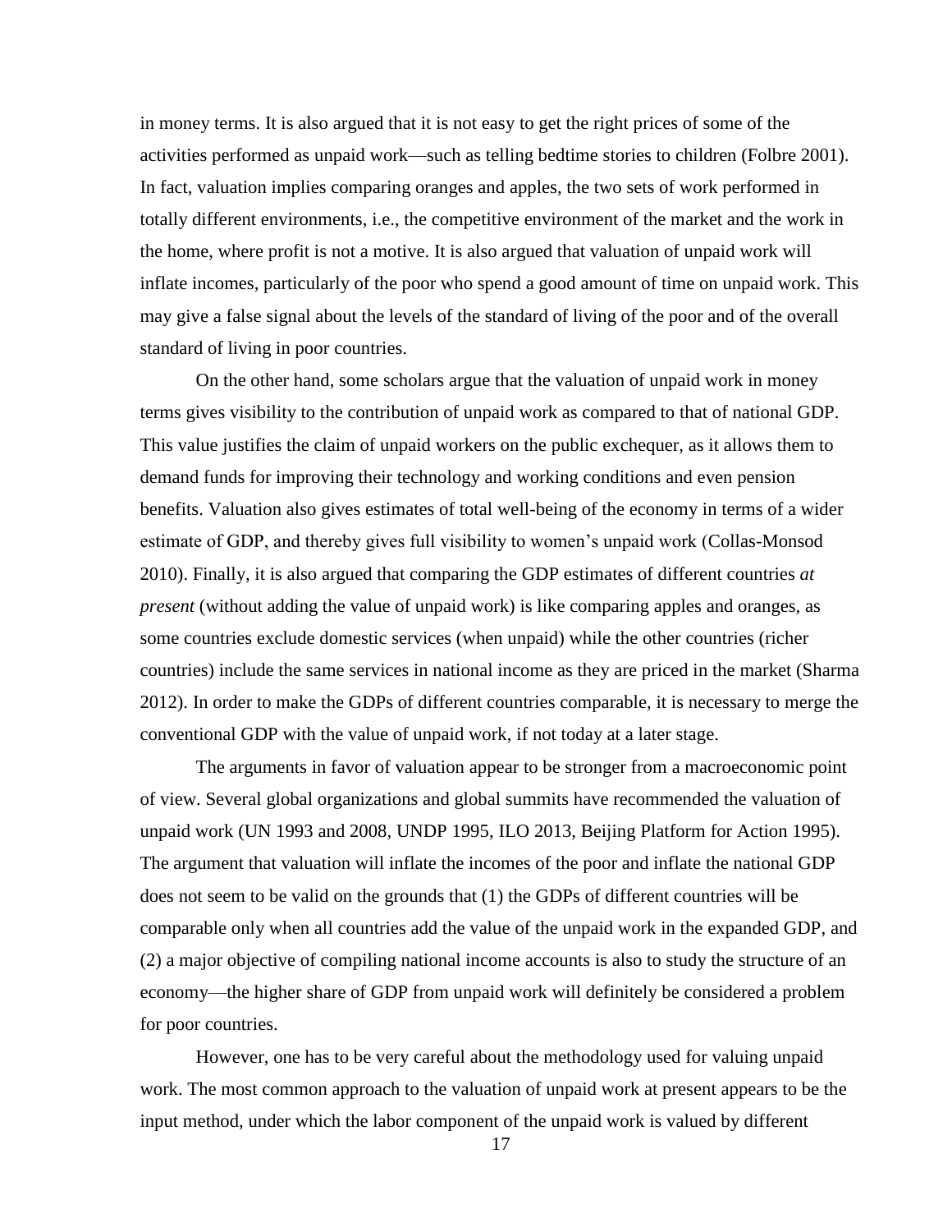in money terms. It is also argued that it is not easy to get the right prices of some of the activities performed as unpaid work—such as telling bedtime stories to children (Folbre 2001). In fact, valuation implies comparing oranges and apples, the two sets of work performed in totally different environments, i.e., the competitive environment of the market and the work in the home, where profit is not a motive. It is also argued that valuation of unpaid work will inflate incomes, particularly of the poor who spend a good amount of time on unpaid work. This may give a false signal about the levels of the standard of living of the poor and of the overall standard of living in poor countries.

On the other hand, some scholars argue that the valuation of unpaid work in money terms gives visibility to the contribution of unpaid work as compared to that of national GDP. This value justifies the claim of unpaid workers on the public exchequer, as it allows them to demand funds for improving their technology and working conditions and even pension benefits. Valuation also gives estimates of total well-being of the economy in terms of a wider estimate of GDP, and thereby gives full visibility to women's unpaid work (Collas-Monsod 2010). Finally, it is also argued that comparing the GDP estimates of different countries *at present* (without adding the value of unpaid work) is like comparing apples and oranges, as some countries exclude domestic services (when unpaid) while the other countries (richer countries) include the same services in national income as they are priced in the market (Sharma 2012). In order to make the GDPs of different countries comparable, it is necessary to merge the conventional GDP with the value of unpaid work, if not today at a later stage.

The arguments in favor of valuation appear to be stronger from a macroeconomic point of view. Several global organizations and global summits have recommended the valuation of unpaid work (UN 1993 and 2008, UNDP 1995, ILO 2013, Beijing Platform for Action 1995). The argument that valuation will inflate the incomes of the poor and inflate the national GDP does not seem to be valid on the grounds that (1) the GDPs of different countries will be comparable only when all countries add the value of the unpaid work in the expanded GDP, and (2) a major objective of compiling national income accounts is also to study the structure of an economy—the higher share of GDP from unpaid work will definitely be considered a problem for poor countries.

However, one has to be very careful about the methodology used for valuing unpaid work. The most common approach to the valuation of unpaid work at present appears to be the input method, under which the labor component of the unpaid work is valued by different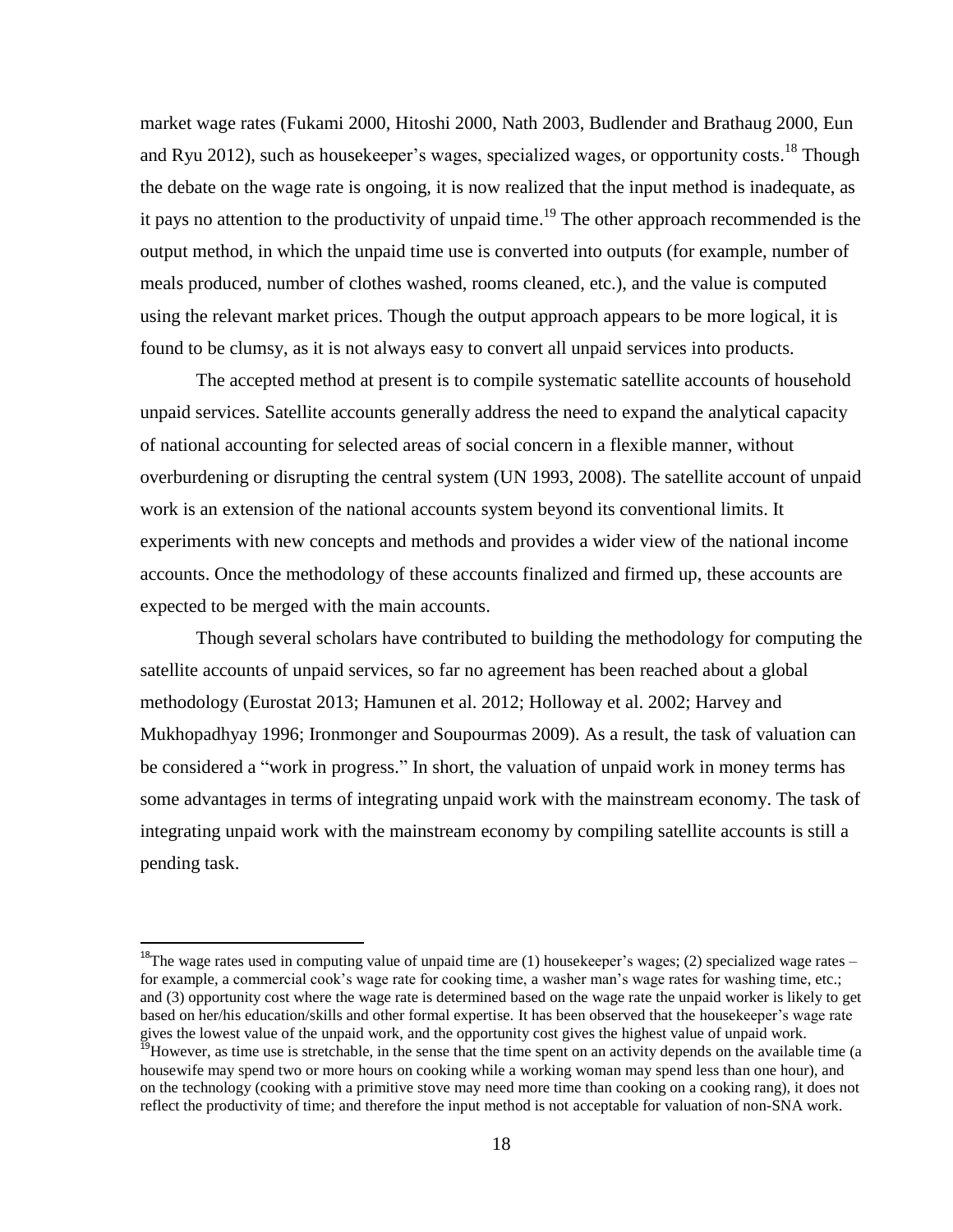market wage rates (Fukami 2000, Hitoshi 2000, Nath 2003, Budlender and Brathaug 2000, Eun and Ryu 2012), such as housekeeper's wages, specialized wages, or opportunity costs.[18] Though the debate on the wage rate is ongoing, it is now realized that the input method is inadequate, as it pays no attention to the productivity of unpaid time.[19] The other approach recommended is the output method, in which the unpaid time use is converted into outputs (for example, number of meals produced, number of clothes washed, rooms cleaned, etc.), and the value is computed using the relevant market prices. Though the output approach appears to be more logical, it is found to be clumsy, as it is not always easy to convert all unpaid services into products.

The accepted method at present is to compile systematic satellite accounts of household unpaid services. Satellite accounts generally address the need to expand the analytical capacity of national accounting for selected areas of social concern in a flexible manner, without overburdening or disrupting the central system (UN 1993, 2008). The satellite account of unpaid work is an extension of the national accounts system beyond its conventional limits. It experiments with new concepts and methods and provides a wider view of the national income accounts. Once the methodology of these accounts finalized and firmed up, these accounts are expected to be merged with the main accounts.

Though several scholars have contributed to building the methodology for computing the satellite accounts of unpaid services, so far no agreement has been reached about a global methodology (Eurostat 2013; Hamunen et al. 2012; Holloway et al. 2002; Harvey and Mukhopadhyay 1996; Ironmonger and Soupourmas 2009). As a result, the task of valuation can be considered a "work in progress." In short, the valuation of unpaid work in money terms has some advantages in terms of integrating unpaid work with the mainstream economy. The task of integrating unpaid work with the mainstream economy by compiling satellite accounts is still a pending task.

---

[18]The wage rates used in computing value of unpaid time are (1) housekeeper's wages; (2) specialized wage rates – for example, a commercial cook's wage rate for cooking time, a washer man's wage rates for washing time, etc.; and (3) opportunity cost where the wage rate is determined based on the wage rate the unpaid worker is likely to get based on her/his education/skills and other formal expertise. It has been observed that the housekeeper's wage rate gives the lowest value of the unpaid work, and the opportunity cost gives the highest value of unpaid work.

[19]However, as time use is stretchable, in the sense that the time spent on an activity depends on the available time (a housewife may spend two or more hours on cooking while a working woman may spend less than one hour), and on the technology (cooking with a primitive stove may need more time than cooking on a cooking rang), it does not reflect the productivity of time; and therefore the input method is not acceptable for valuation of non-SNA work.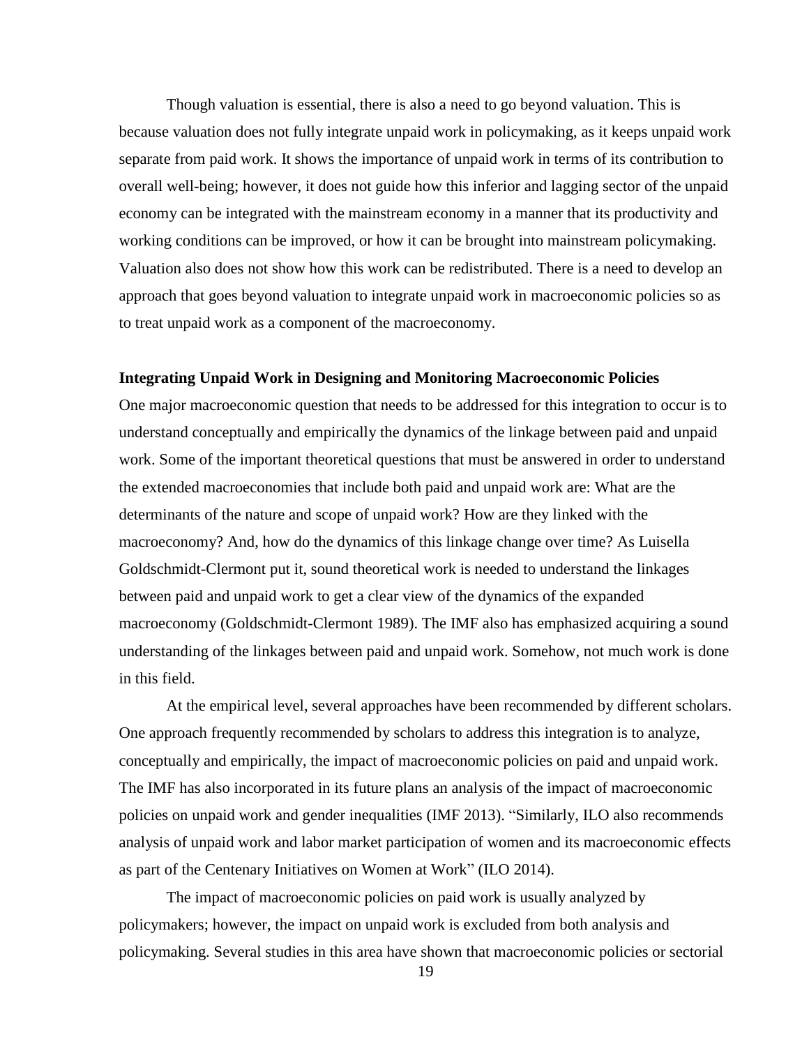Though valuation is essential, there is also a need to go beyond valuation. This is because valuation does not fully integrate unpaid work in policymaking, as it keeps unpaid work separate from paid work. It shows the importance of unpaid work in terms of its contribution to overall well-being; however, it does not guide how this inferior and lagging sector of the unpaid economy can be integrated with the mainstream economy in a manner that its productivity and working conditions can be improved, or how it can be brought into mainstream policymaking. Valuation also does not show how this work can be redistributed. There is a need to develop an approach that goes beyond valuation to integrate unpaid work in macroeconomic policies so as to treat unpaid work as a component of the macroeconomy.

**Integrating Unpaid Work in Designing and Monitoring Macroeconomic Policies**

One major macroeconomic question that needs to be addressed for this integration to occur is to understand conceptually and empirically the dynamics of the linkage between paid and unpaid work. Some of the important theoretical questions that must be answered in order to understand the extended macroeconomies that include both paid and unpaid work are: What are the determinants of the nature and scope of unpaid work? How are they linked with the macroeconomy? And, how do the dynamics of this linkage change over time? As Luisella Goldschmidt-Clermont put it, sound theoretical work is needed to understand the linkages between paid and unpaid work to get a clear view of the dynamics of the expanded macroeconomy (Goldschmidt-Clermont 1989). The IMF also has emphasized acquiring a sound understanding of the linkages between paid and unpaid work. Somehow, not much work is done in this field.

At the empirical level, several approaches have been recommended by different scholars. One approach frequently recommended by scholars to address this integration is to analyze, conceptually and empirically, the impact of macroeconomic policies on paid and unpaid work. The IMF has also incorporated in its future plans an analysis of the impact of macroeconomic policies on unpaid work and gender inequalities (IMF 2013). "Similarly, ILO also recommends analysis of unpaid work and labor market participation of women and its macroeconomic effects as part of the Centenary Initiatives on Women at Work" (ILO 2014).

The impact of macroeconomic policies on paid work is usually analyzed by policymakers; however, the impact on unpaid work is excluded from both analysis and policymaking. Several studies in this area have shown that macroeconomic policies or sectorial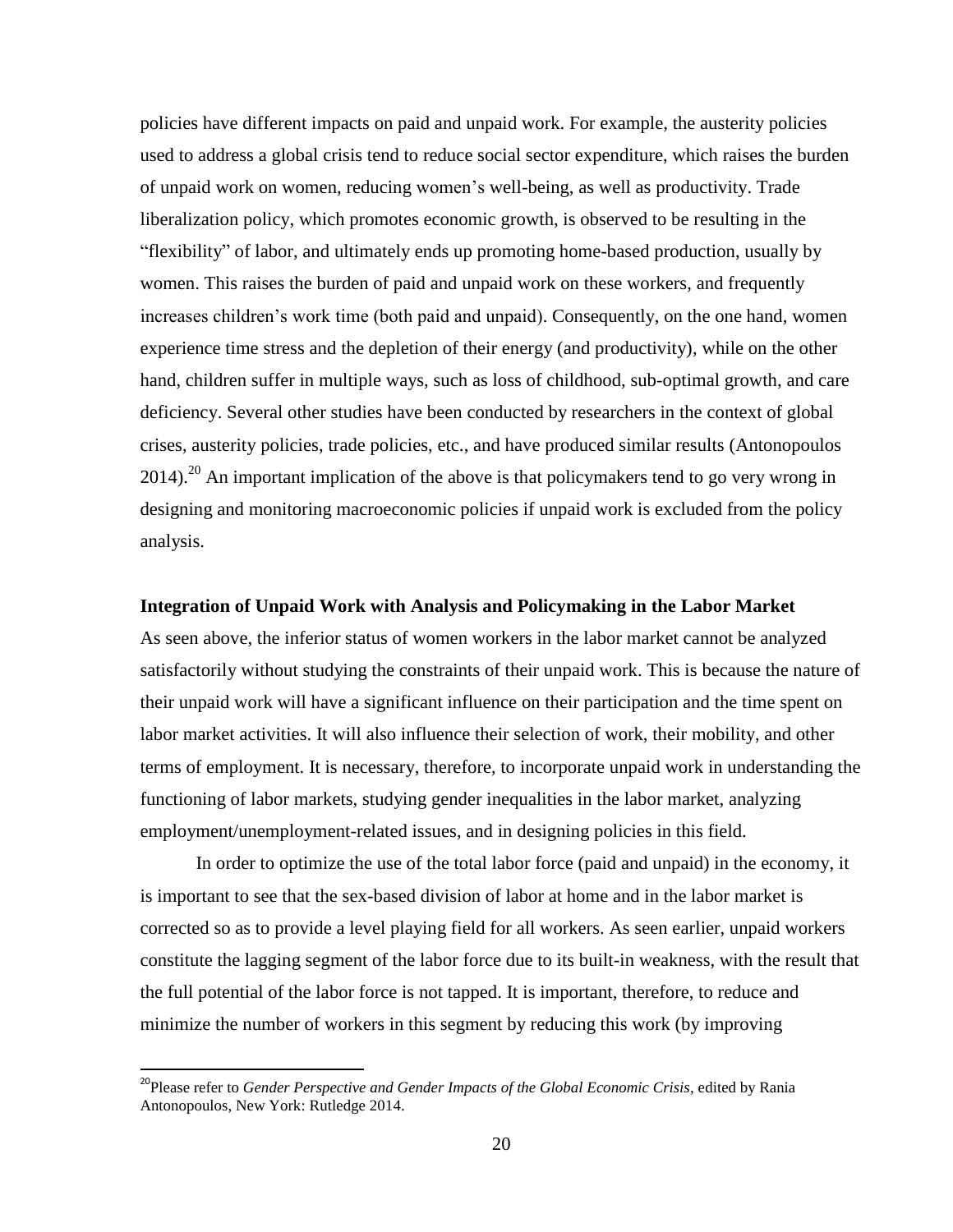policies have different impacts on paid and unpaid work. For example, the austerity policies used to address a global crisis tend to reduce social sector expenditure, which raises the burden of unpaid work on women, reducing women's well-being, as well as productivity. Trade liberalization policy, which promotes economic growth, is observed to be resulting in the "flexibility" of labor, and ultimately ends up promoting home-based production, usually by women. This raises the burden of paid and unpaid work on these workers, and frequently increases children's work time (both paid and unpaid). Consequently, on the one hand, women experience time stress and the depletion of their energy (and productivity), while on the other hand, children suffer in multiple ways, such as loss of childhood, sub-optimal growth, and care deficiency. Several other studies have been conducted by researchers in the context of global crises, austerity policies, trade policies, etc., and have produced similar results (Antonopoulos 2014).[20] An important implication of the above is that policymakers tend to go very wrong in designing and monitoring macroeconomic policies if unpaid work is excluded from the policy analysis.

**Integration of Unpaid Work with Analysis and Policymaking in the Labor Market**

As seen above, the inferior status of women workers in the labor market cannot be analyzed satisfactorily without studying the constraints of their unpaid work. This is because the nature of their unpaid work will have a significant influence on their participation and the time spent on labor market activities. It will also influence their selection of work, their mobility, and other terms of employment. It is necessary, therefore, to incorporate unpaid work in understanding the functioning of labor markets, studying gender inequalities in the labor market, analyzing employment/unemployment-related issues, and in designing policies in this field.

In order to optimize the use of the total labor force (paid and unpaid) in the economy, it is important to see that the sex-based division of labor at home and in the labor market is corrected so as to provide a level playing field for all workers. As seen earlier, unpaid workers constitute the lagging segment of the labor force due to its built-in weakness, with the result that the full potential of the labor force is not tapped. It is important, therefore, to reduce and minimize the number of workers in this segment by reducing this work (by improving

---

[20] Please refer to *Gender Perspective and Gender Impacts of the Global Economic Crisis*, edited by Rania Antonopoulos, New York: Rutledge 2014.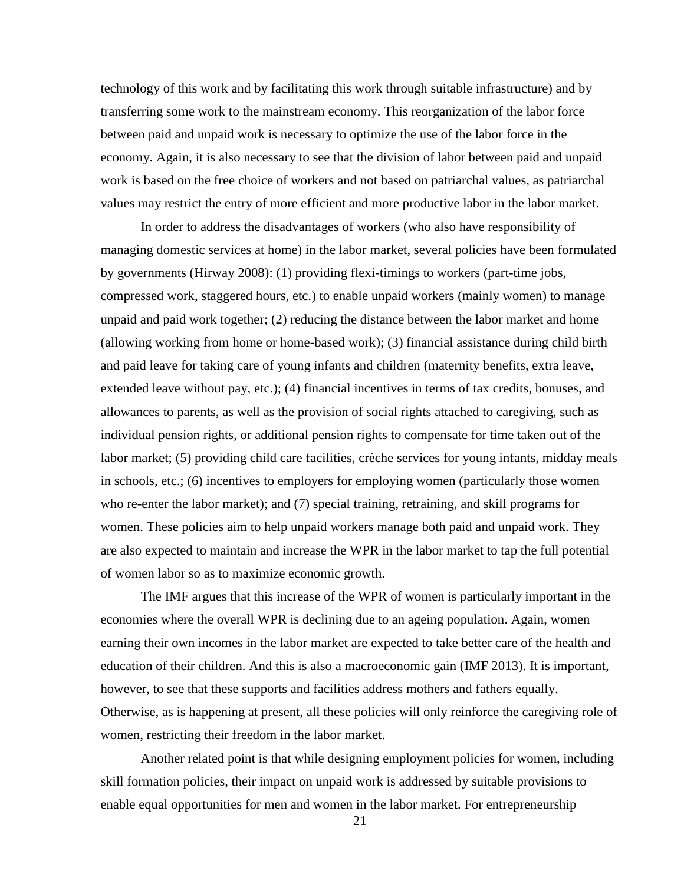technology of this work and by facilitating this work through suitable infrastructure) and by transferring some work to the mainstream economy. This reorganization of the labor force between paid and unpaid work is necessary to optimize the use of the labor force in the economy. Again, it is also necessary to see that the division of labor between paid and unpaid work is based on the free choice of workers and not based on patriarchal values, as patriarchal values may restrict the entry of more efficient and more productive labor in the labor market.

In order to address the disadvantages of workers (who also have responsibility of managing domestic services at home) in the labor market, several policies have been formulated by governments (Hirway 2008): (1) providing flexi-timings to workers (part-time jobs, compressed work, staggered hours, etc.) to enable unpaid workers (mainly women) to manage unpaid and paid work together; (2) reducing the distance between the labor market and home (allowing working from home or home-based work); (3) financial assistance during child birth and paid leave for taking care of young infants and children (maternity benefits, extra leave, extended leave without pay, etc.); (4) financial incentives in terms of tax credits, bonuses, and allowances to parents, as well as the provision of social rights attached to caregiving, such as individual pension rights, or additional pension rights to compensate for time taken out of the labor market; (5) providing child care facilities, crèche services for young infants, midday meals in schools, etc.; (6) incentives to employers for employing women (particularly those women who re-enter the labor market); and (7) special training, retraining, and skill programs for women. These policies aim to help unpaid workers manage both paid and unpaid work. They are also expected to maintain and increase the WPR in the labor market to tap the full potential of women labor so as to maximize economic growth.

The IMF argues that this increase of the WPR of women is particularly important in the economies where the overall WPR is declining due to an ageing population. Again, women earning their own incomes in the labor market are expected to take better care of the health and education of their children. And this is also a macroeconomic gain (IMF 2013). It is important, however, to see that these supports and facilities address mothers and fathers equally. Otherwise, as is happening at present, all these policies will only reinforce the caregiving role of women, restricting their freedom in the labor market.

Another related point is that while designing employment policies for women, including skill formation policies, their impact on unpaid work is addressed by suitable provisions to enable equal opportunities for men and women in the labor market. For entrepreneurship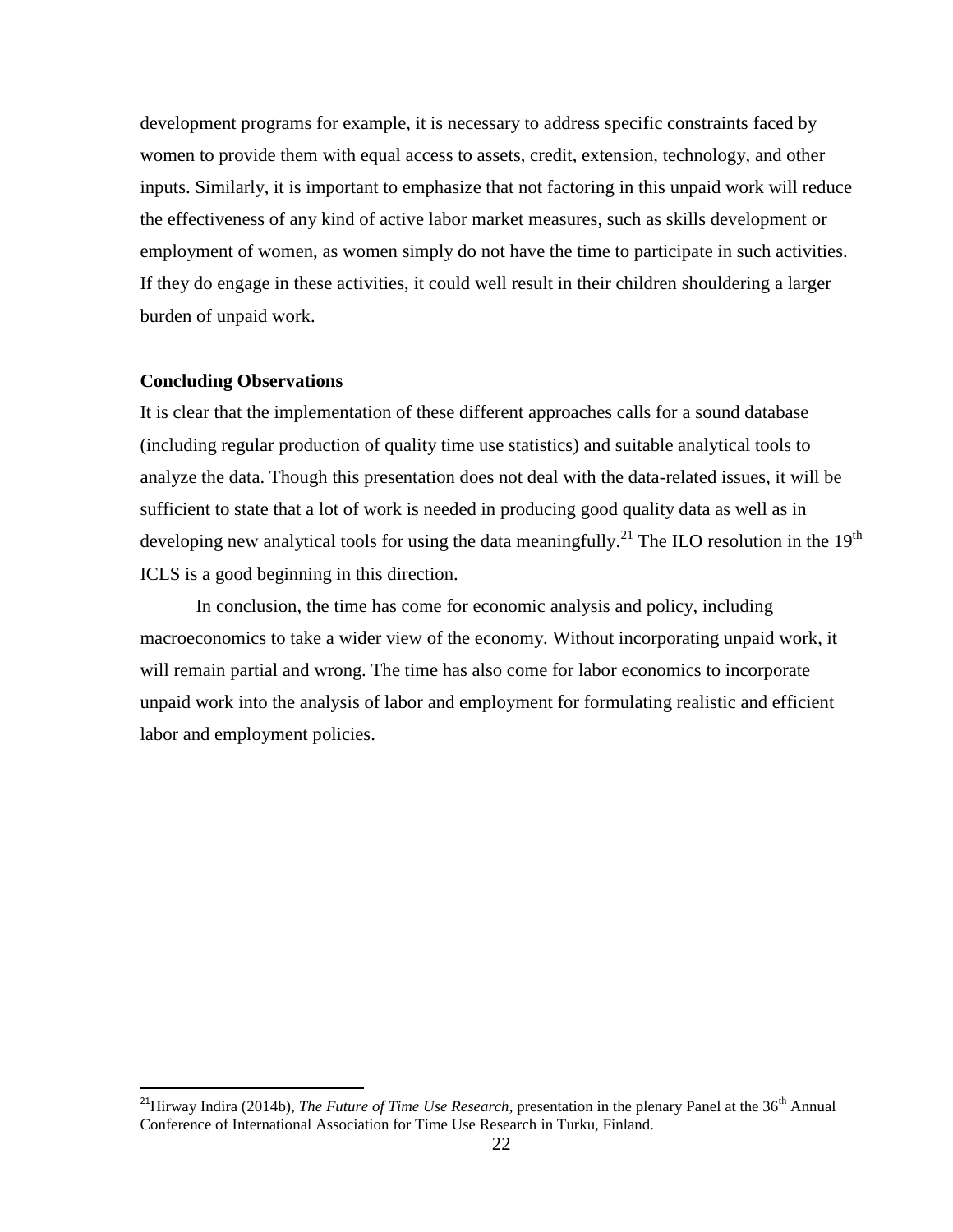development programs for example, it is necessary to address specific constraints faced by women to provide them with equal access to assets, credit, extension, technology, and other inputs. Similarly, it is important to emphasize that not factoring in this unpaid work will reduce the effectiveness of any kind of active labor market measures, such as skills development or employment of women, as women simply do not have the time to participate in such activities. If they do engage in these activities, it could well result in their children shouldering a larger burden of unpaid work.

**Concluding Observations**

It is clear that the implementation of these different approaches calls for a sound database (including regular production of quality time use statistics) and suitable analytical tools to analyze the data. Though this presentation does not deal with the data-related issues, it will be sufficient to state that a lot of work is needed in producing good quality data as well as in developing new analytical tools for using the data meaningfully.[21] The ILO resolution in the 19th ICLS is a good beginning in this direction.

In conclusion, the time has come for economic analysis and policy, including macroeconomics to take a wider view of the economy. Without incorporating unpaid work, it will remain partial and wrong. The time has also come for labor economics to incorporate unpaid work into the analysis of labor and employment for formulating realistic and efficient labor and employment policies.

---

[21] Hirway Indira (2014b), *The Future of Time Use Research*, presentation in the plenary Panel at the 36th Annual Conference of International Association for Time Use Research in Turku, Finland.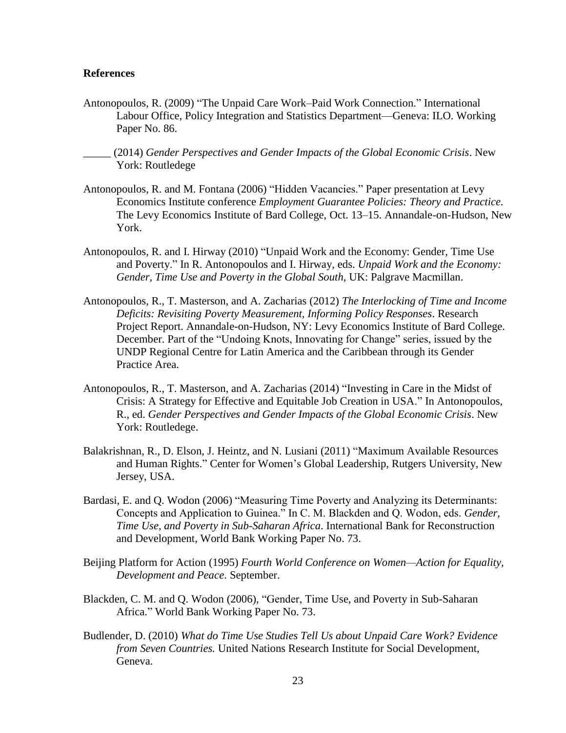**References**

Antonopoulos, R. (2009) "The Unpaid Care Work–Paid Work Connection." International Labour Office, Policy Integration and Statistics Department—Geneva: ILO. Working Paper No. 86.

_____ (2014) *Gender Perspectives and Gender Impacts of the Global Economic Crisis*. New York: Routledege

Antonopoulos, R. and M. Fontana (2006) "Hidden Vacancies." Paper presentation at Levy Economics Institute conference *Employment Guarantee Policies: Theory and Practice.* The Levy Economics Institute of Bard College, Oct. 13–15. Annandale-on-Hudson, New York.

Antonopoulos, R. and I. Hirway (2010) "Unpaid Work and the Economy: Gender, Time Use and Poverty." In R. Antonopoulos and I. Hirway, eds. *Unpaid Work and the Economy: Gender, Time Use and Poverty in the Global South*, UK: Palgrave Macmillan.

Antonopoulos, R., T. Masterson, and A. Zacharias (2012) *The Interlocking of Time and Income Deficits: Revisiting Poverty Measurement, Informing Policy Responses*. Research Project Report. Annandale-on-Hudson, NY: Levy Economics Institute of Bard College. December. Part of the "Undoing Knots, Innovating for Change" series, issued by the UNDP Regional Centre for Latin America and the Caribbean through its Gender Practice Area.

Antonopoulos, R., T. Masterson, and A. Zacharias (2014) "Investing in Care in the Midst of Crisis: A Strategy for Effective and Equitable Job Creation in USA." In Antonopoulos, R., ed. *Gender Perspectives and Gender Impacts of the Global Economic Crisis*. New York: Routledege.

Balakrishnan, R., D. Elson, J. Heintz, and N. Lusiani (2011) "Maximum Available Resources and Human Rights." Center for Women's Global Leadership, Rutgers University, New Jersey, USA.

Bardasi, E. and Q. Wodon (2006) "Measuring Time Poverty and Analyzing its Determinants: Concepts and Application to Guinea." In C. M. Blackden and Q. Wodon, eds. *Gender, Time Use, and Poverty in Sub-Saharan Africa*. International Bank for Reconstruction and Development, World Bank Working Paper No. 73.

Beijing Platform for Action (1995) *Fourth World Conference on Women—Action for Equality, Development and Peace*. September.

Blackden, C. M. and Q. Wodon (2006), "Gender, Time Use, and Poverty in Sub-Saharan Africa." World Bank Working Paper No. 73.

Budlender, D. (2010) *What do Time Use Studies Tell Us about Unpaid Care Work? Evidence from Seven Countries.* United Nations Research Institute for Social Development, Geneva.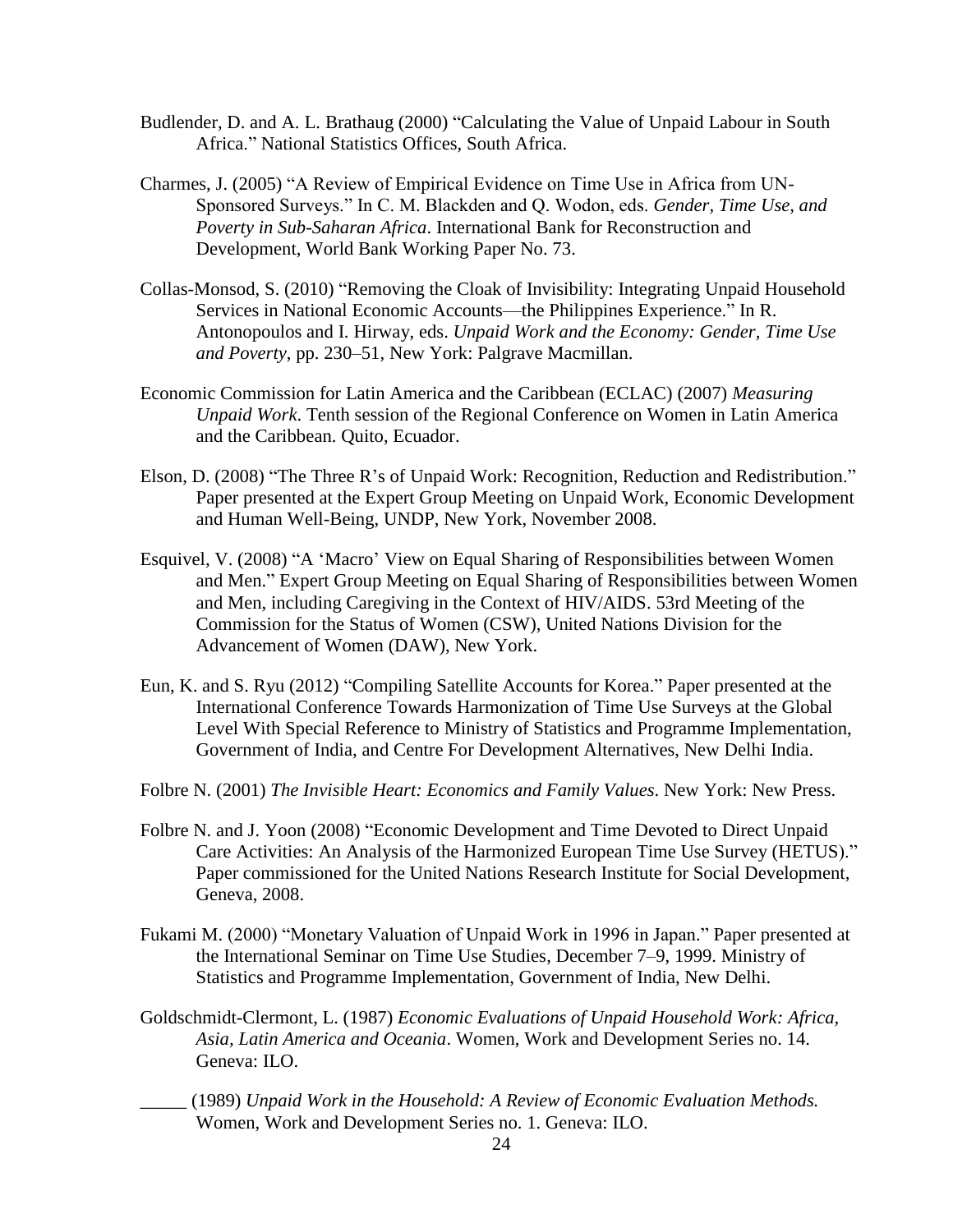Budlender, D. and A. L. Brathaug (2000) "Calculating the Value of Unpaid Labour in South Africa." National Statistics Offices, South Africa.

Charmes, J. (2005) "A Review of Empirical Evidence on Time Use in Africa from UN-Sponsored Surveys." In C. M. Blackden and Q. Wodon, eds. *Gender, Time Use, and Poverty in Sub-Saharan Africa*. International Bank for Reconstruction and Development, World Bank Working Paper No. 73.

Collas-Monsod, S. (2010) "Removing the Cloak of Invisibility: Integrating Unpaid Household Services in National Economic Accounts—the Philippines Experience." In R. Antonopoulos and I. Hirway, eds. *Unpaid Work and the Economy: Gender, Time Use and Poverty*, pp. 230–51, New York: Palgrave Macmillan.

Economic Commission for Latin America and the Caribbean (ECLAC) (2007) *Measuring Unpaid Work*. Tenth session of the Regional Conference on Women in Latin America and the Caribbean. Quito, Ecuador.

Elson, D. (2008) "The Three R's of Unpaid Work: Recognition, Reduction and Redistribution." Paper presented at the Expert Group Meeting on Unpaid Work, Economic Development and Human Well-Being, UNDP, New York, November 2008.

Esquivel, V. (2008) "A 'Macro' View on Equal Sharing of Responsibilities between Women and Men." Expert Group Meeting on Equal Sharing of Responsibilities between Women and Men, including Caregiving in the Context of HIV/AIDS. 53rd Meeting of the Commission for the Status of Women (CSW), United Nations Division for the Advancement of Women (DAW), New York.

Eun, K. and S. Ryu (2012) "Compiling Satellite Accounts for Korea." Paper presented at the International Conference Towards Harmonization of Time Use Surveys at the Global Level With Special Reference to Ministry of Statistics and Programme Implementation, Government of India, and Centre For Development Alternatives, New Delhi India.

Folbre N. (2001) *The Invisible Heart: Economics and Family Values*. New York: New Press.

Folbre N. and J. Yoon (2008) "Economic Development and Time Devoted to Direct Unpaid Care Activities: An Analysis of the Harmonized European Time Use Survey (HETUS)." Paper commissioned for the United Nations Research Institute for Social Development, Geneva, 2008.

Fukami M. (2000) "Monetary Valuation of Unpaid Work in 1996 in Japan." Paper presented at the International Seminar on Time Use Studies, December 7–9, 1999. Ministry of Statistics and Programme Implementation, Government of India, New Delhi.

Goldschmidt-Clermont, L. (1987) *Economic Evaluations of Unpaid Household Work: Africa, Asia, Latin America and Oceania*. Women, Work and Development Series no. 14. Geneva: ILO.

_____ (1989) *Unpaid Work in the Household: A Review of Economic Evaluation Methods.* Women, Work and Development Series no. 1. Geneva: ILO.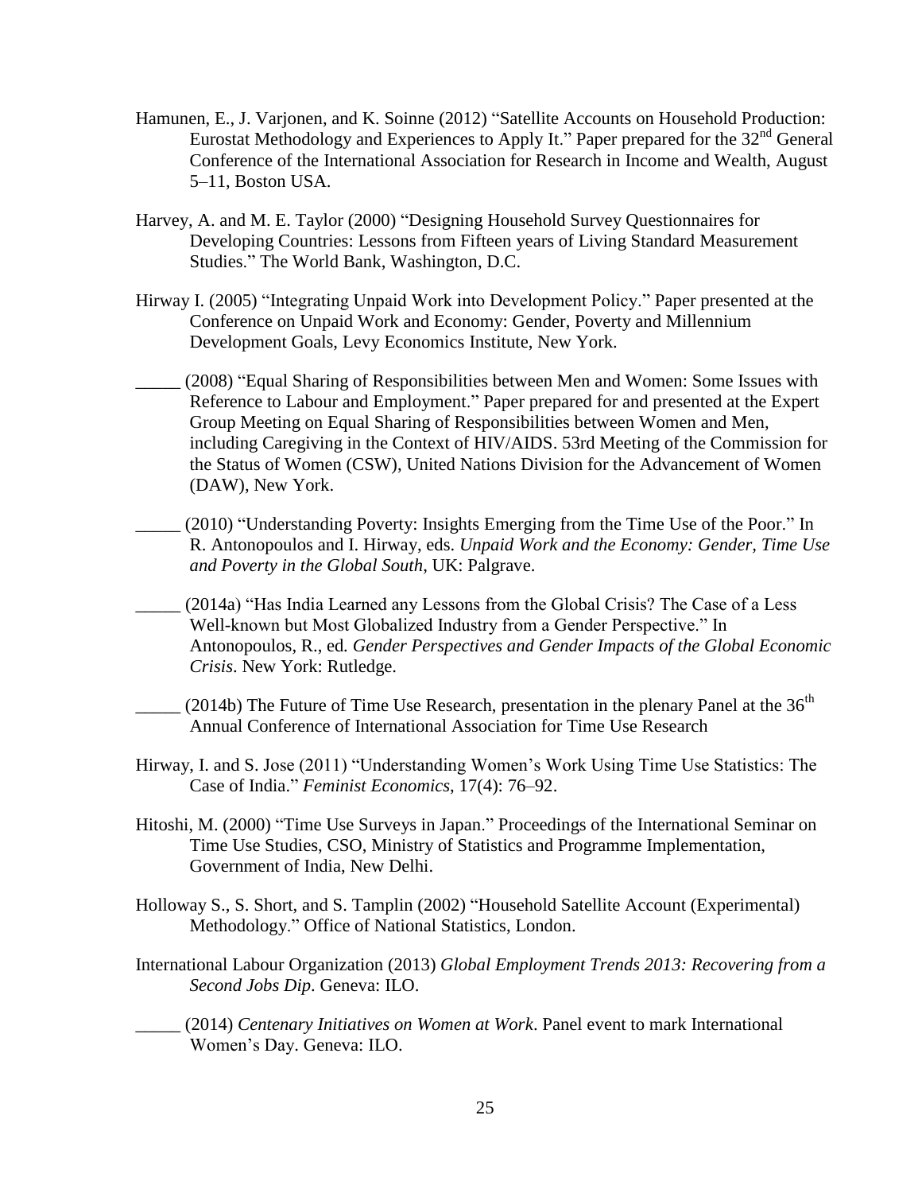Hamunen, E., J. Varjonen, and K. Soinne (2012) "Satellite Accounts on Household Production: Eurostat Methodology and Experiences to Apply It." Paper prepared for the 32nd General Conference of the International Association for Research in Income and Wealth, August 5–11, Boston USA.

Harvey, A. and M. E. Taylor (2000) "Designing Household Survey Questionnaires for Developing Countries: Lessons from Fifteen years of Living Standard Measurement Studies." The World Bank, Washington, D.C.

Hirway I. (2005) "Integrating Unpaid Work into Development Policy." Paper presented at the Conference on Unpaid Work and Economy: Gender, Poverty and Millennium Development Goals, Levy Economics Institute, New York.

_____ (2008) "Equal Sharing of Responsibilities between Men and Women: Some Issues with Reference to Labour and Employment." Paper prepared for and presented at the Expert Group Meeting on Equal Sharing of Responsibilities between Women and Men, including Caregiving in the Context of HIV/AIDS. 53rd Meeting of the Commission for the Status of Women (CSW), United Nations Division for the Advancement of Women (DAW), New York.

_____ (2010) "Understanding Poverty: Insights Emerging from the Time Use of the Poor." In R. Antonopoulos and I. Hirway, eds. *Unpaid Work and the Economy: Gender, Time Use and Poverty in the Global South*, UK: Palgrave.

_____ (2014a) "Has India Learned any Lessons from the Global Crisis? The Case of a Less Well-known but Most Globalized Industry from a Gender Perspective." In Antonopoulos, R., ed. *Gender Perspectives and Gender Impacts of the Global Economic Crisis*. New York: Rutledge.

_____ (2014b) The Future of Time Use Research, presentation in the plenary Panel at the 36th Annual Conference of International Association for Time Use Research

Hirway, I. and S. Jose (2011) "Understanding Women's Work Using Time Use Statistics: The Case of India." *Feminist Economics*, 17(4): 76–92.

Hitoshi, M. (2000) "Time Use Surveys in Japan." Proceedings of the International Seminar on Time Use Studies, CSO, Ministry of Statistics and Programme Implementation, Government of India, New Delhi.

Holloway S., S. Short, and S. Tamplin (2002) "Household Satellite Account (Experimental) Methodology." Office of National Statistics, London.

International Labour Organization (2013) *Global Employment Trends 2013: Recovering from a Second Jobs Dip*. Geneva: ILO.

_____ (2014) *Centenary Initiatives on Women at Work*. Panel event to mark International Women's Day. Geneva: ILO.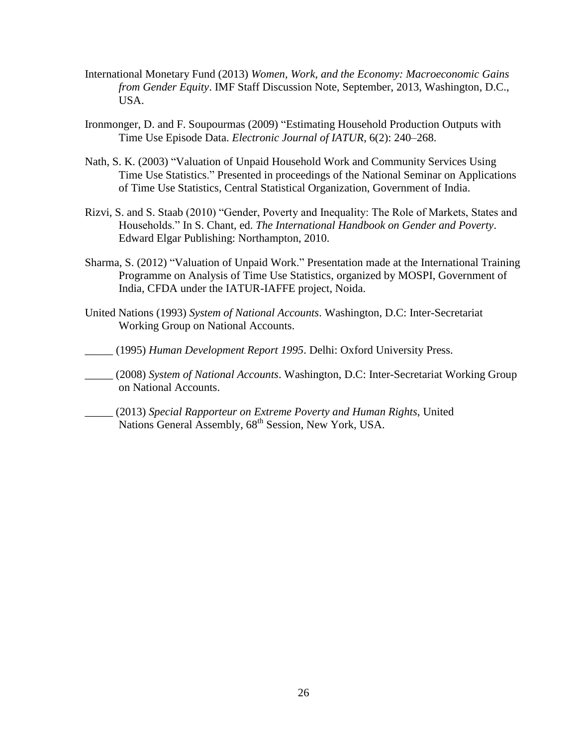International Monetary Fund (2013) *Women, Work, and the Economy: Macroeconomic Gains from Gender Equity*. IMF Staff Discussion Note, September, 2013, Washington, D.C., USA.

Ironmonger, D. and F. Soupourmas (2009) "Estimating Household Production Outputs with Time Use Episode Data. *Electronic Journal of IATUR*, 6(2): 240–268.

Nath, S. K. (2003) "Valuation of Unpaid Household Work and Community Services Using Time Use Statistics." Presented in proceedings of the National Seminar on Applications of Time Use Statistics, Central Statistical Organization, Government of India.

Rizvi, S. and S. Staab (2010) "Gender, Poverty and Inequality: The Role of Markets, States and Households." In S. Chant, ed. *The International Handbook on Gender and Poverty*. Edward Elgar Publishing: Northampton, 2010.

Sharma, S. (2012) "Valuation of Unpaid Work." Presentation made at the International Training Programme on Analysis of Time Use Statistics, organized by MOSPI, Government of India, CFDA under the IATUR-IAFFE project, Noida.

United Nations (1993) *System of National Accounts*. Washington, D.C: Inter-Secretariat Working Group on National Accounts.

_____ (1995) *Human Development Report 1995*. Delhi: Oxford University Press.

_____ (2008) *System of National Accounts*. Washington, D.C: Inter-Secretariat Working Group on National Accounts.

_____ (2013) *Special Rapporteur on Extreme Poverty and Human Rights*, United Nations General Assembly, 68th Session, New York, USA.